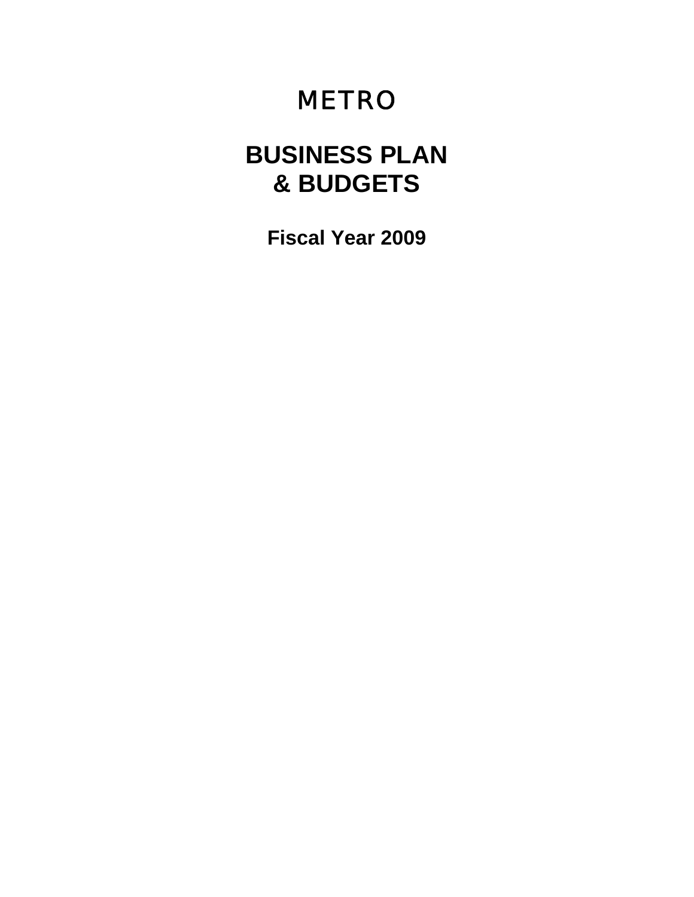# METRO

# BUSINESS PLAN & BUDGETS

## Fiscal Year 2009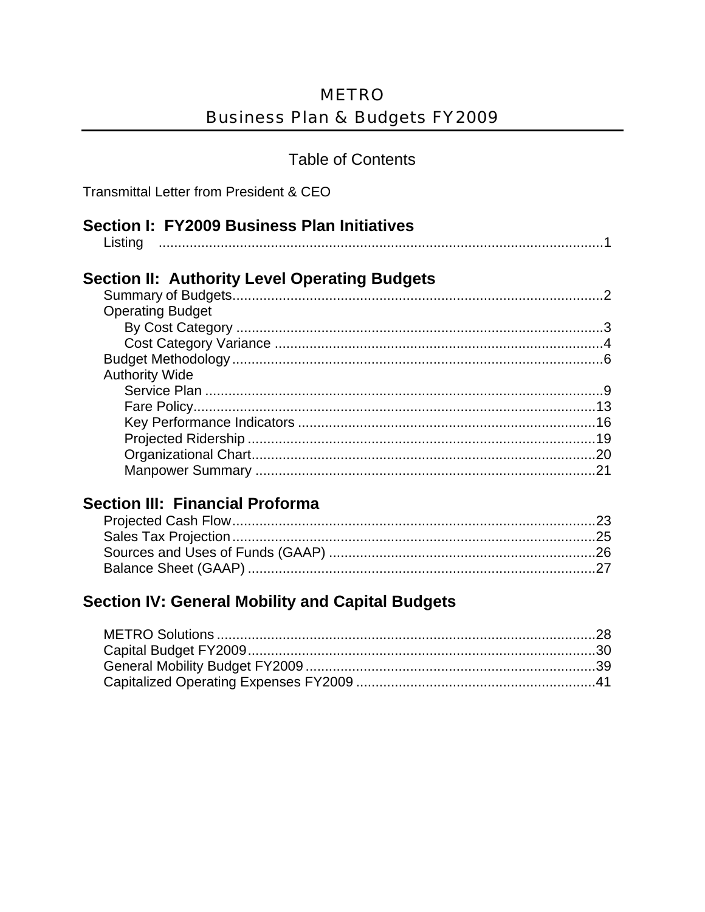# METRO

## Business Plan & Budgets FY2009

### Table of Contents

Transmittal Letter from President & CEO

## Section I: FY2009 Business Plan Initiatives

- Listing .......... 1

## Section II: Authority Level Operating Budgets

- Summary of Budgets .......... 2
- Operating Budget
  - By Cost Category .......... 3
  - Cost Category Variance .......... 4
- Budget Methodology .......... 6
- Authority Wide
  - Service Plan .......... 9
  - Fare Policy .......... 13
  - Key Performance Indicators .......... 16
  - Projected Ridership .......... 19
  - Organizational Chart .......... 20
  - Manpower Summary .......... 21

## Section III: Financial Proforma

- Projected Cash Flow .......... 23
- Sales Tax Projection .......... 25
- Sources and Uses of Funds (GAAP) .......... 26
- Balance Sheet (GAAP) .......... 27

## Section IV: General Mobility and Capital Budgets

- METRO Solutions .......... 28
- Capital Budget FY2009 .......... 30
- General Mobility Budget FY2009 .......... 39
- Capitalized Operating Expenses FY2009 .......... 41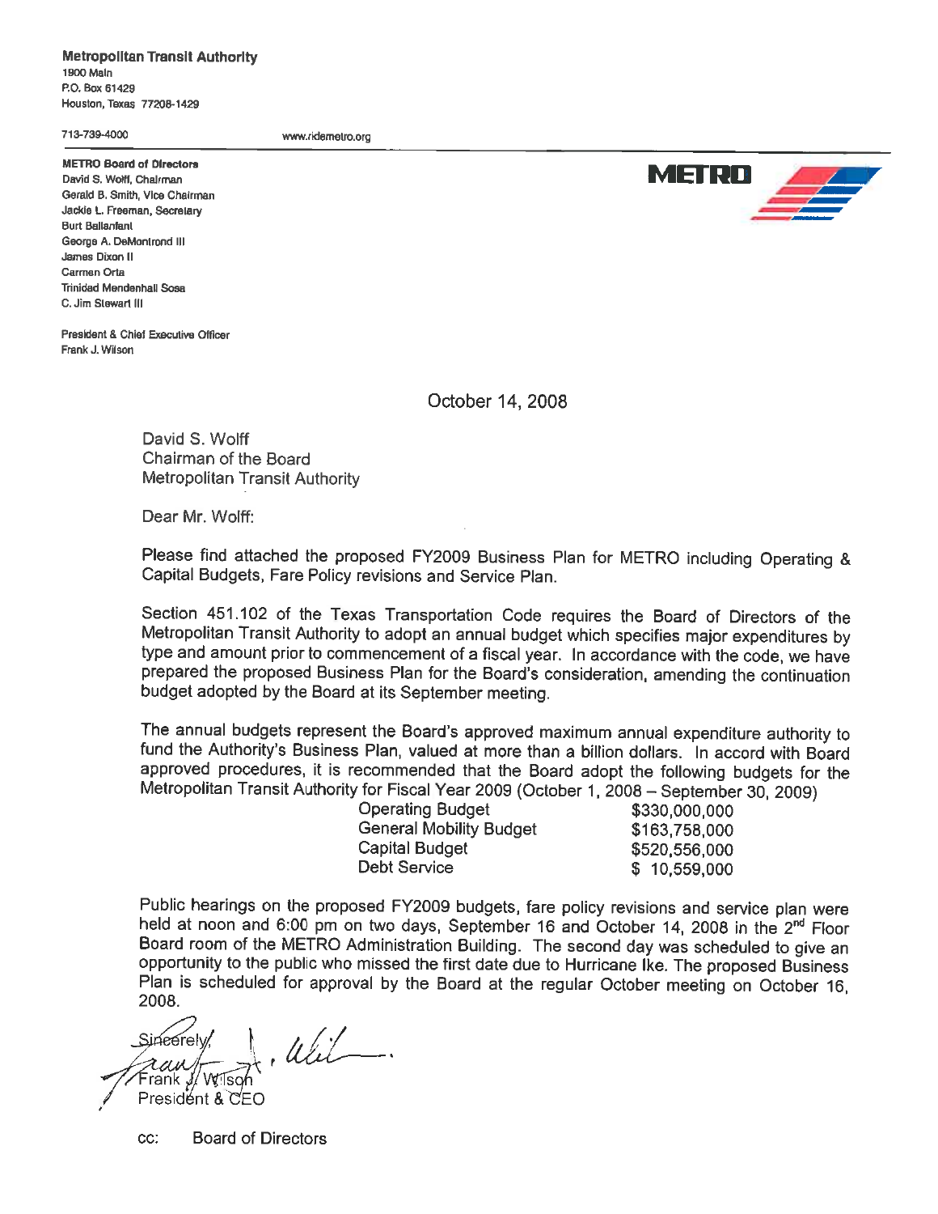**Metropolitan Transit Authority**
1900 Main
P.O. Box 61429
Houston, Texas 77208-1429

713-739-4000 www.ridemetro.org

**METRO Board of Directors**
David S. Wolff, Chairman
Gerald B. Smith, Vice Chairman
Jackie L. Freeman, Secretary
Burt Ballanfant
George A. DeMontrond III
James Dixon II
Carmen Orta
Trinidad Mendenhall Sosa
C. Jim Stewart III

President & Chief Executive Officer
Frank J. Wilson

October 14, 2008

David S. Wolff
Chairman of the Board
Metropolitan Transit Authority

Dear Mr. Wolff:

Please find attached the proposed FY2009 Business Plan for METRO including Operating & Capital Budgets, Fare Policy revisions and Service Plan.

Section 451.102 of the Texas Transportation Code requires the Board of Directors of the Metropolitan Transit Authority to adopt an annual budget which specifies major expenditures by type and amount prior to commencement of a fiscal year. In accordance with the code, we have prepared the proposed Business Plan for the Board's consideration, amending the continuation budget adopted by the Board at its September meeting.

The annual budgets represent the Board's approved maximum annual expenditure authority to fund the Authority's Business Plan, valued at more than a billion dollars. In accord with Board approved procedures, it is recommended that the Board adopt the following budgets for the Metropolitan Transit Authority for Fiscal Year 2009 (October 1, 2008 – September 30, 2009)

| | |
|---|---|
| Operating Budget | $330,000,000 |
| General Mobility Budget | $163,758,000 |
| Capital Budget | $520,556,000 |
| Debt Service | $ 10,559,000 |

Public hearings on the proposed FY2009 budgets, fare policy revisions and service plan were held at noon and 6:00 pm on two days, September 16 and October 14, 2008 in the 2nd Floor Board room of the METRO Administration Building. The second day was scheduled to give an opportunity to the public who missed the first date due to Hurricane Ike. The proposed Business Plan is scheduled for approval by the Board at the regular October meeting on October 16, 2008.

Sincerely,

Frank J. Wilson
President & CEO

cc: Board of Directors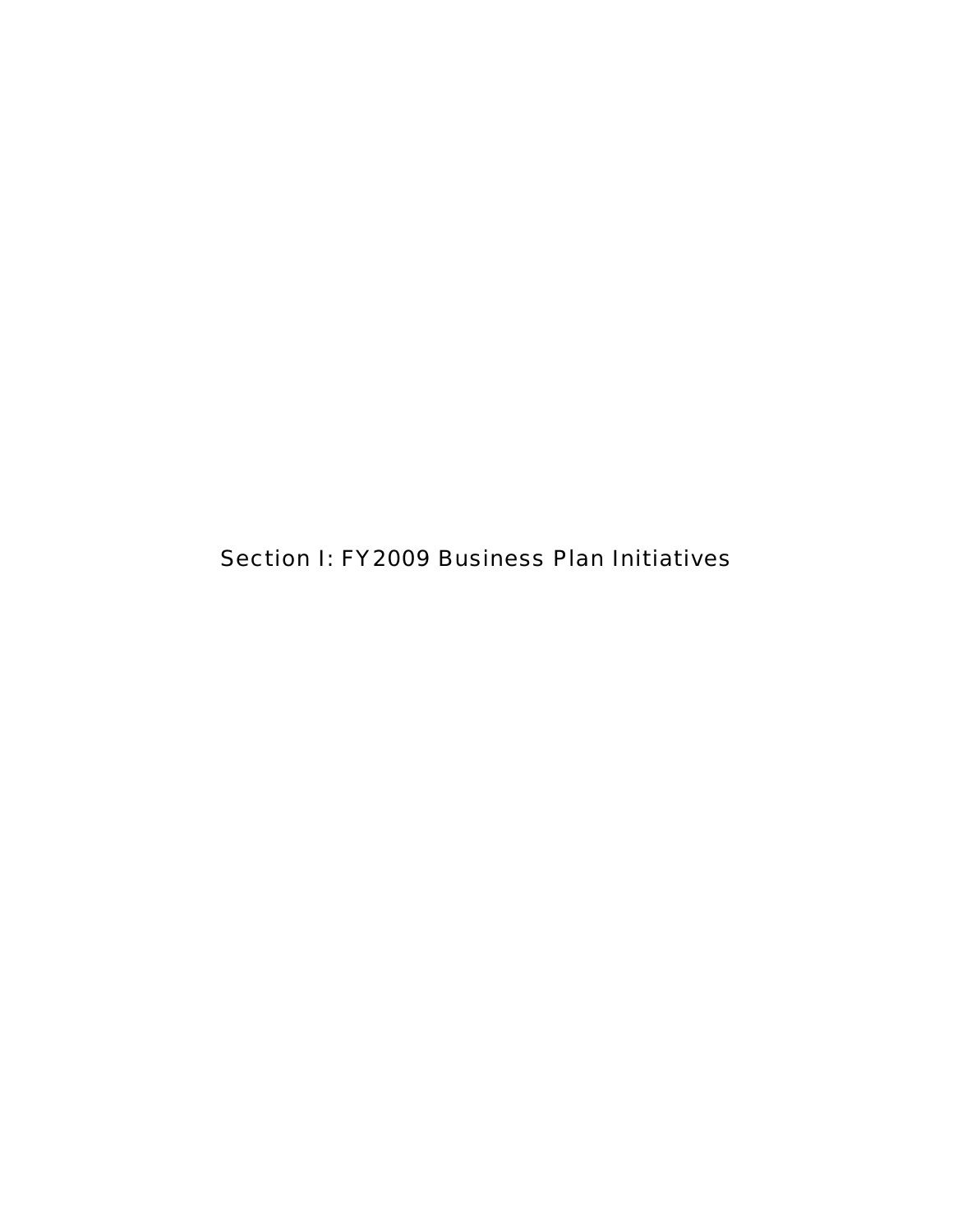# Section I: FY2009 Business Plan Initiatives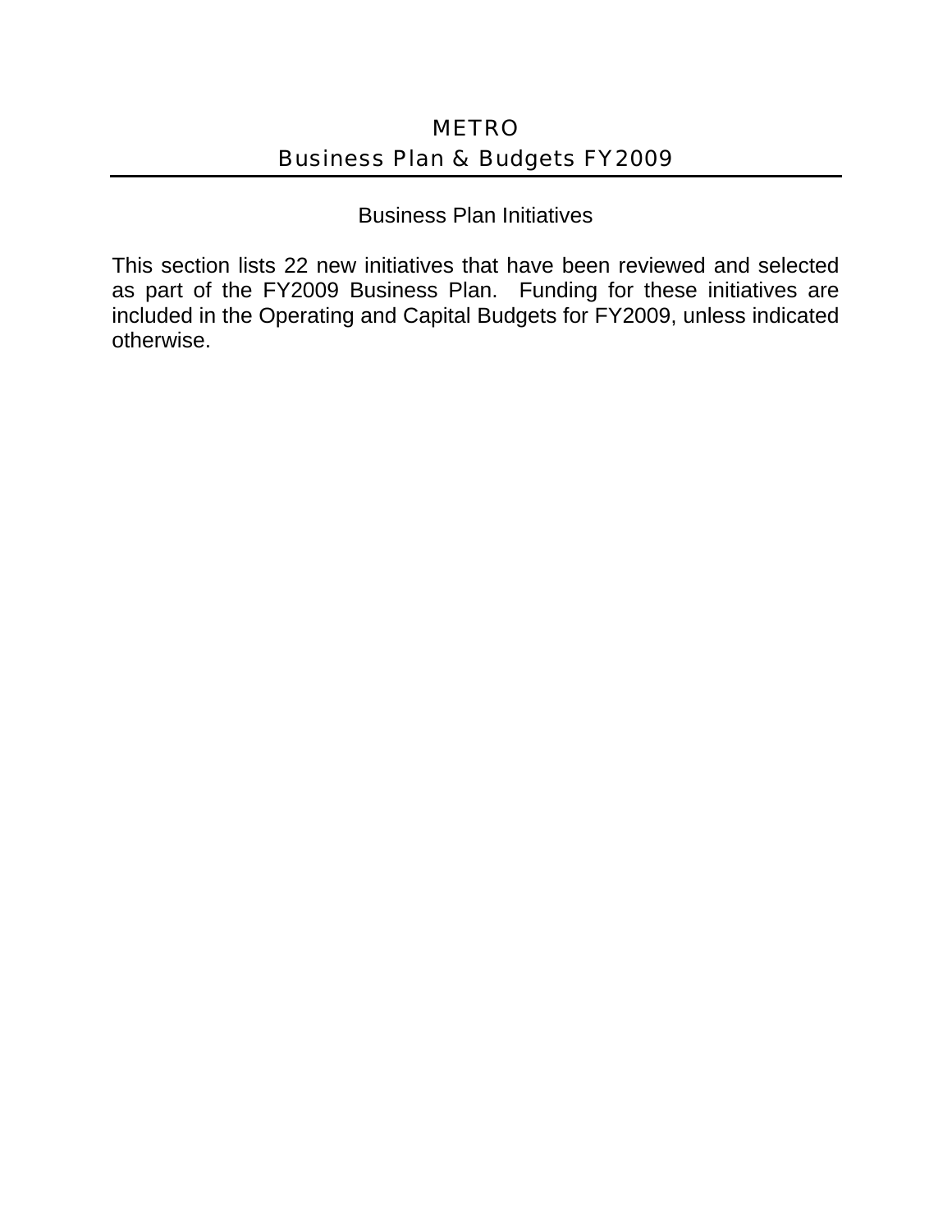## Business Plan Initiatives

This section lists 22 new initiatives that have been reviewed and selected as part of the FY2009 Business Plan. Funding for these initiatives are included in the Operating and Capital Budgets for FY2009, unless indicated otherwise.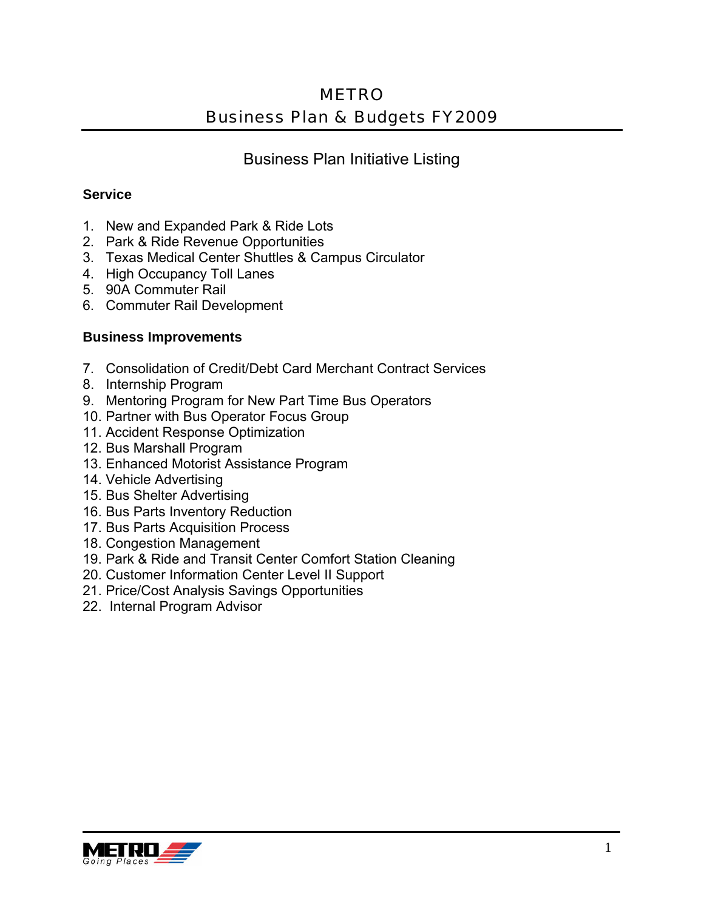# METRO
## Business Plan & Budgets FY2009

### Business Plan Initiative Listing

**Service**

1. New and Expanded Park & Ride Lots
2. Park & Ride Revenue Opportunities
3. Texas Medical Center Shuttles & Campus Circulator
4. High Occupancy Toll Lanes
5. 90A Commuter Rail
6. Commuter Rail Development

**Business Improvements**

7. Consolidation of Credit/Debt Card Merchant Contract Services
8. Internship Program
9. Mentoring Program for New Part Time Bus Operators
10. Partner with Bus Operator Focus Group
11. Accident Response Optimization
12. Bus Marshall Program
13. Enhanced Motorist Assistance Program
14. Vehicle Advertising
15. Bus Shelter Advertising
16. Bus Parts Inventory Reduction
17. Bus Parts Acquisition Process
18. Congestion Management
19. Park & Ride and Transit Center Comfort Station Cleaning
20. Customer Information Center Level II Support
21. Price/Cost Analysis Savings Opportunities
22. Internal Program Advisor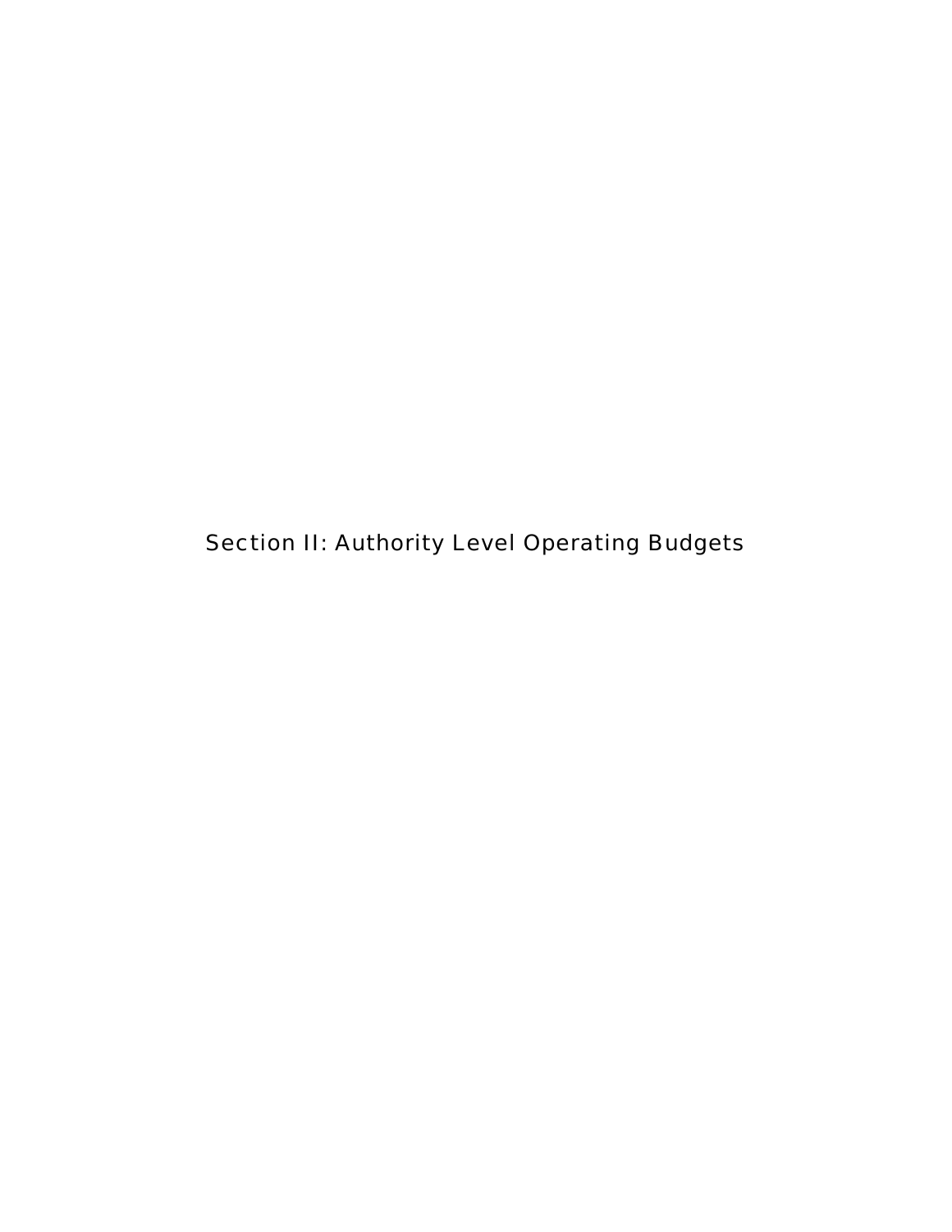# Section II: Authority Level Operating Budgets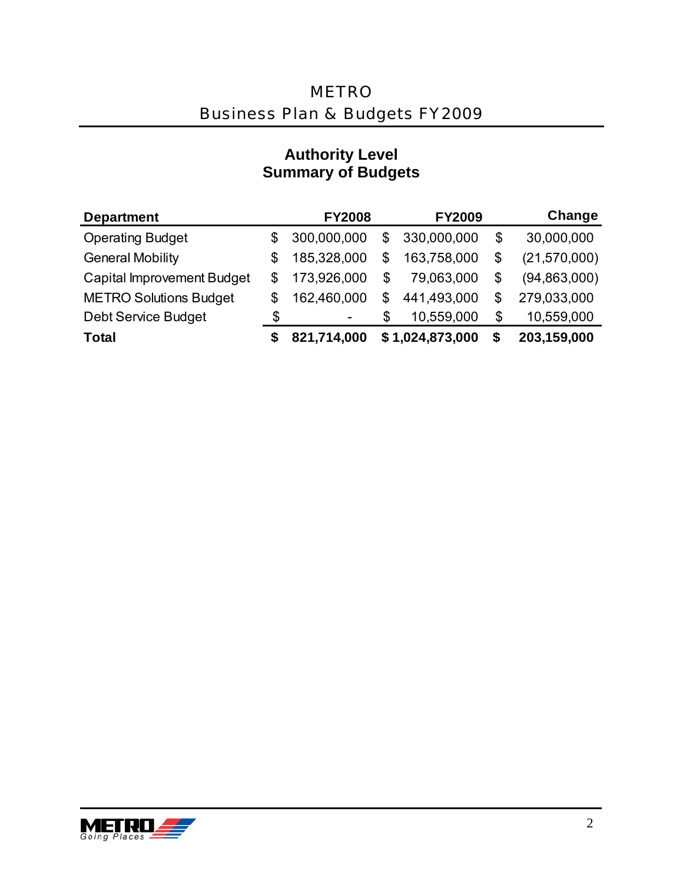# METRO
## Business Plan & Budgets FY2009

### Authority Level
### Summary of Budgets

| Department | FY2008 | FY2009 | Change |
|---|---|---|---|
| Operating Budget | $ 300,000,000 | $ 330,000,000 | $ 30,000,000 |
| General Mobility | $ 185,328,000 | $ 163,758,000 | $ (21,570,000) |
| Capital Improvement Budget | $ 173,926,000 | $ 79,063,000 | $ (94,863,000) |
| METRO Solutions Budget | $ 162,460,000 | $ 441,493,000 | $ 279,033,000 |
| Debt Service Budget | $ - | $ 10,559,000 | $ 10,559,000 |
| **Total** | **$ 821,714,000** | **$ 1,024,873,000** | **$ 203,159,000** |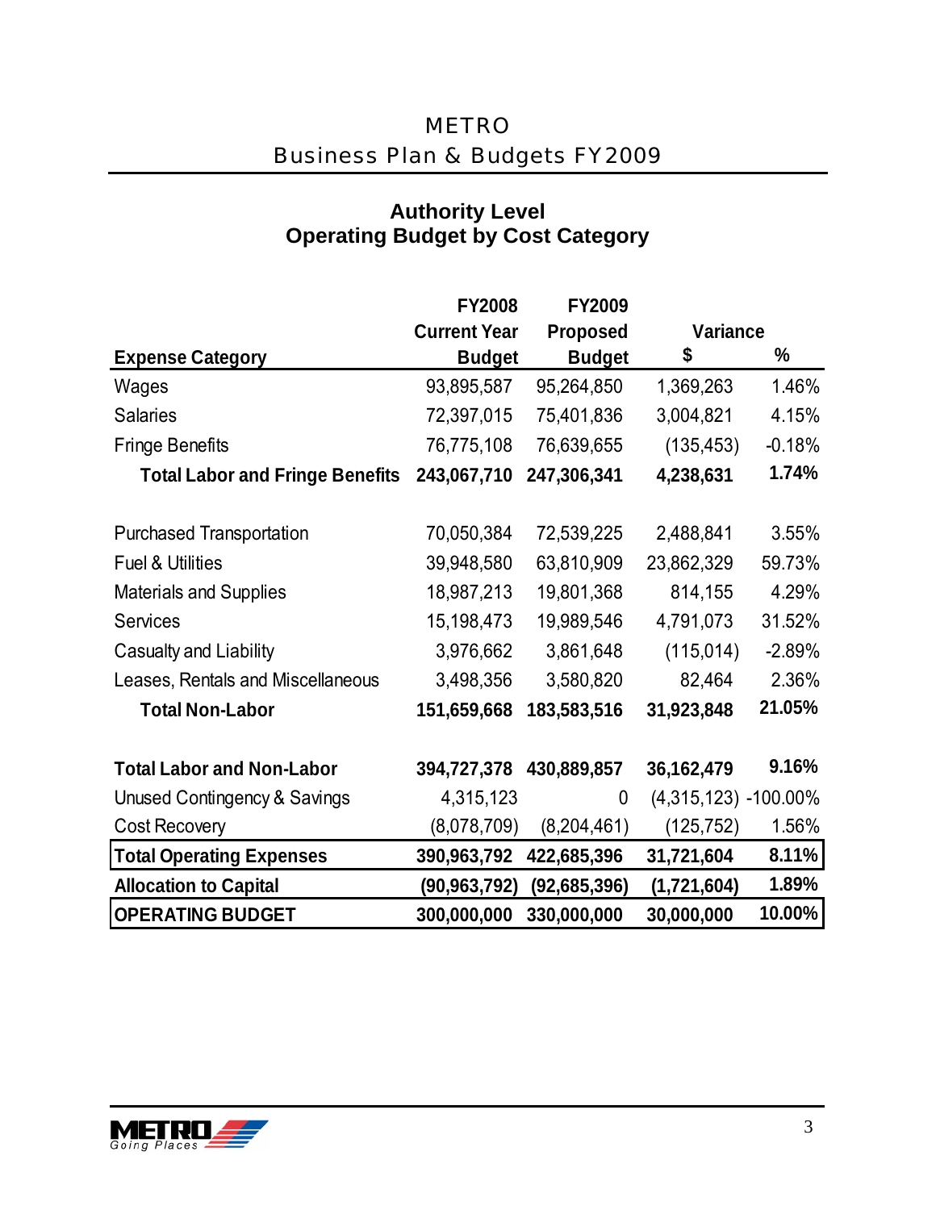# METRO

## Business Plan & Budgets FY2009

### Authority Level
### Operating Budget by Cost Category

| Expense Category | FY2008 Current Year Budget | FY2009 Proposed Budget | Variance $ | Variance % |
|---|---|---|---|---|
| Wages | 93,895,587 | 95,264,850 | 1,369,263 | 1.46% |
| Salaries | 72,397,015 | 75,401,836 | 3,004,821 | 4.15% |
| Fringe Benefits | 76,775,108 | 76,639,655 | (135,453) | -0.18% |
| **Total Labor and Fringe Benefits** | **243,067,710** | **247,306,341** | **4,238,631** | **1.74%** |
| | | | | |
| Purchased Transportation | 70,050,384 | 72,539,225 | 2,488,841 | 3.55% |
| Fuel & Utilities | 39,948,580 | 63,810,909 | 23,862,329 | 59.73% |
| Materials and Supplies | 18,987,213 | 19,801,368 | 814,155 | 4.29% |
| Services | 15,198,473 | 19,989,546 | 4,791,073 | 31.52% |
| Casualty and Liability | 3,976,662 | 3,861,648 | (115,014) | -2.89% |
| Leases, Rentals and Miscellaneous | 3,498,356 | 3,580,820 | 82,464 | 2.36% |
| **Total Non-Labor** | **151,659,668** | **183,583,516** | **31,923,848** | **21.05%** |
| | | | | |
| **Total Labor and Non-Labor** | **394,727,378** | **430,889,857** | **36,162,479** | **9.16%** |
| Unused Contingency & Savings | 4,315,123 | 0 | (4,315,123) | -100.00% |
| Cost Recovery | (8,078,709) | (8,204,461) | (125,752) | 1.56% |
| **Total Operating Expenses** | **390,963,792** | **422,685,396** | **31,721,604** | **8.11%** |
| **Allocation to Capital** | **(90,963,792)** | **(92,685,396)** | **(1,721,604)** | **1.89%** |
| **OPERATING BUDGET** | **300,000,000** | **330,000,000** | **30,000,000** | **10.00%** |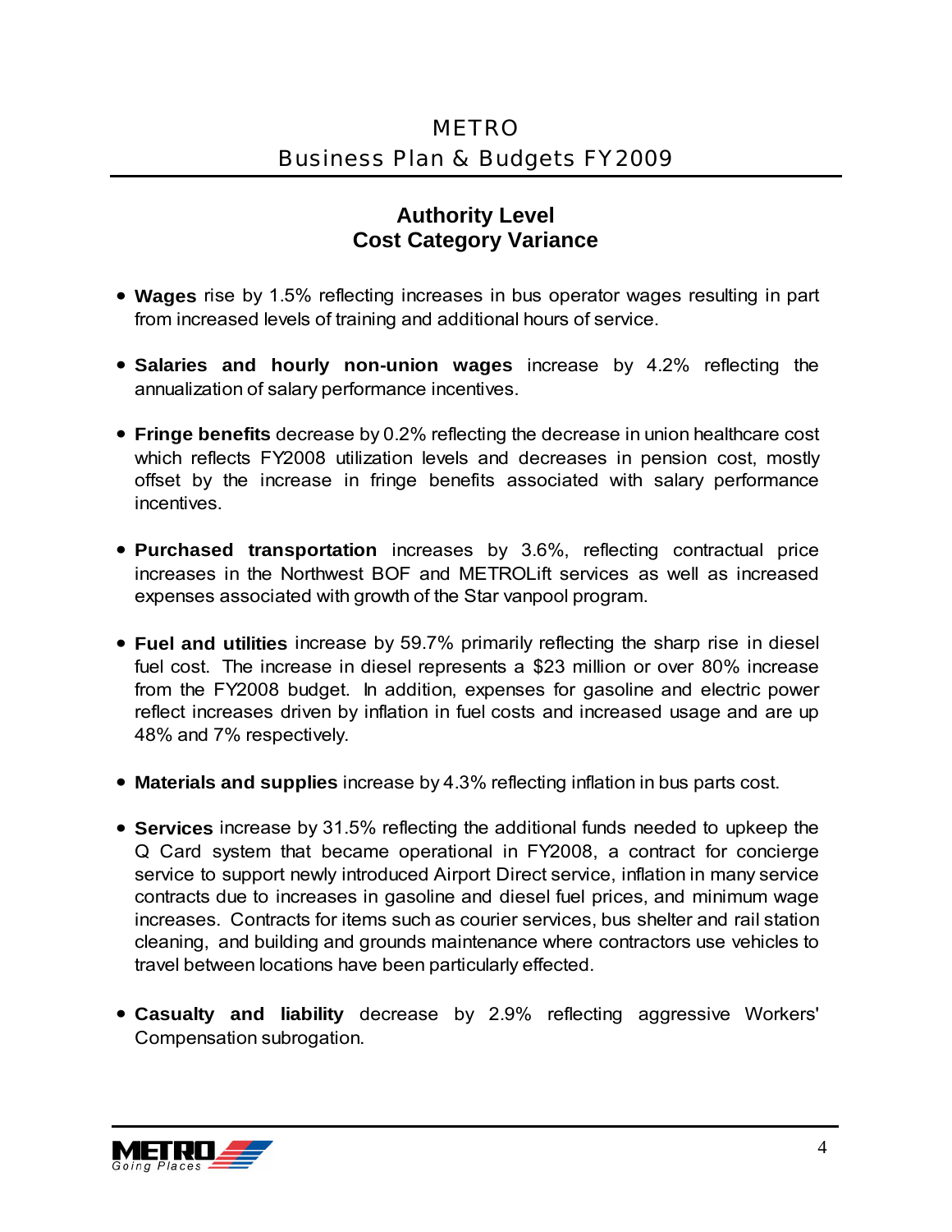## Authority Level
## Cost Category Variance

- **Wages** rise by 1.5% reflecting increases in bus operator wages resulting in part from increased levels of training and additional hours of service.

- **Salaries and hourly non-union wages** increase by 4.2% reflecting the annualization of salary performance incentives.

- **Fringe benefits** decrease by 0.2% reflecting the decrease in union healthcare cost which reflects FY2008 utilization levels and decreases in pension cost, mostly offset by the increase in fringe benefits associated with salary performance incentives.

- **Purchased transportation** increases by 3.6%, reflecting contractual price increases in the Northwest BOF and METROLift services as well as increased expenses associated with growth of the Star vanpool program.

- **Fuel and utilities** increase by 59.7% primarily reflecting the sharp rise in diesel fuel cost. The increase in diesel represents a $23 million or over 80% increase from the FY2008 budget. In addition, expenses for gasoline and electric power reflect increases driven by inflation in fuel costs and increased usage and are up 48% and 7% respectively.

- **Materials and supplies** increase by 4.3% reflecting inflation in bus parts cost.

- **Services** increase by 31.5% reflecting the additional funds needed to upkeep the Q Card system that became operational in FY2008, a contract for concierge service to support newly introduced Airport Direct service, inflation in many service contracts due to increases in gasoline and diesel fuel prices, and minimum wage increases. Contracts for items such as courier services, bus shelter and rail station cleaning, and building and grounds maintenance where contractors use vehicles to travel between locations have been particularly effected.

- **Casualty and liability** decrease by 2.9% reflecting aggressive Workers' Compensation subrogation.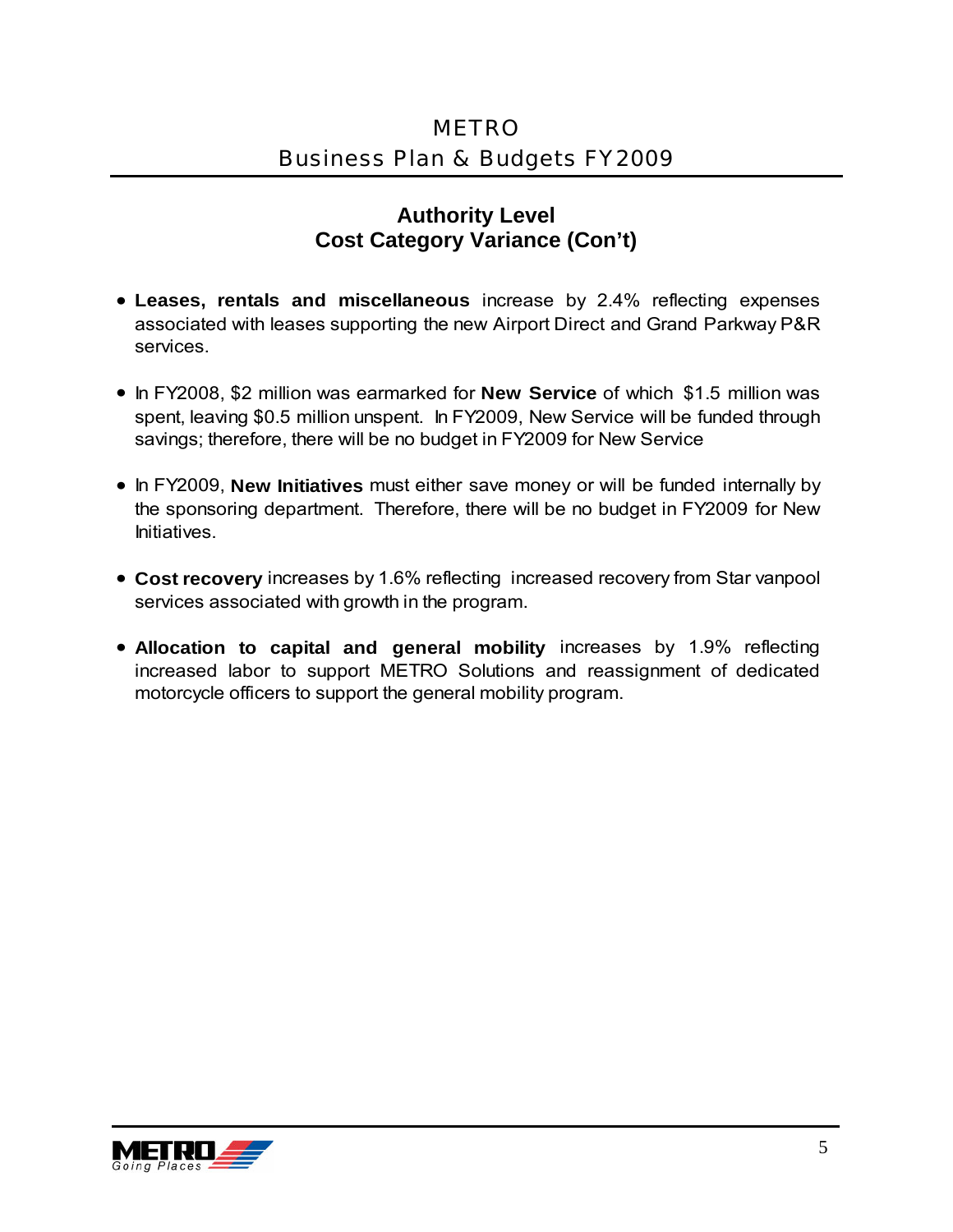## Authority Level
## Cost Category Variance (Con't)

- **Leases, rentals and miscellaneous** increase by 2.4% reflecting expenses associated with leases supporting the new Airport Direct and Grand Parkway P&R services.
- In FY2008, $2 million was earmarked for **New Service** of which $1.5 million was spent, leaving $0.5 million unspent. In FY2009, New Service will be funded through savings; therefore, there will be no budget in FY2009 for New Service
- In FY2009, **New Initiatives** must either save money or will be funded internally by the sponsoring department. Therefore, there will be no budget in FY2009 for New Initiatives.
- **Cost recovery** increases by 1.6% reflecting increased recovery from Star vanpool services associated with growth in the program.
- **Allocation to capital and general mobility** increases by 1.9% reflecting increased labor to support METRO Solutions and reassignment of dedicated motorcycle officers to support the general mobility program.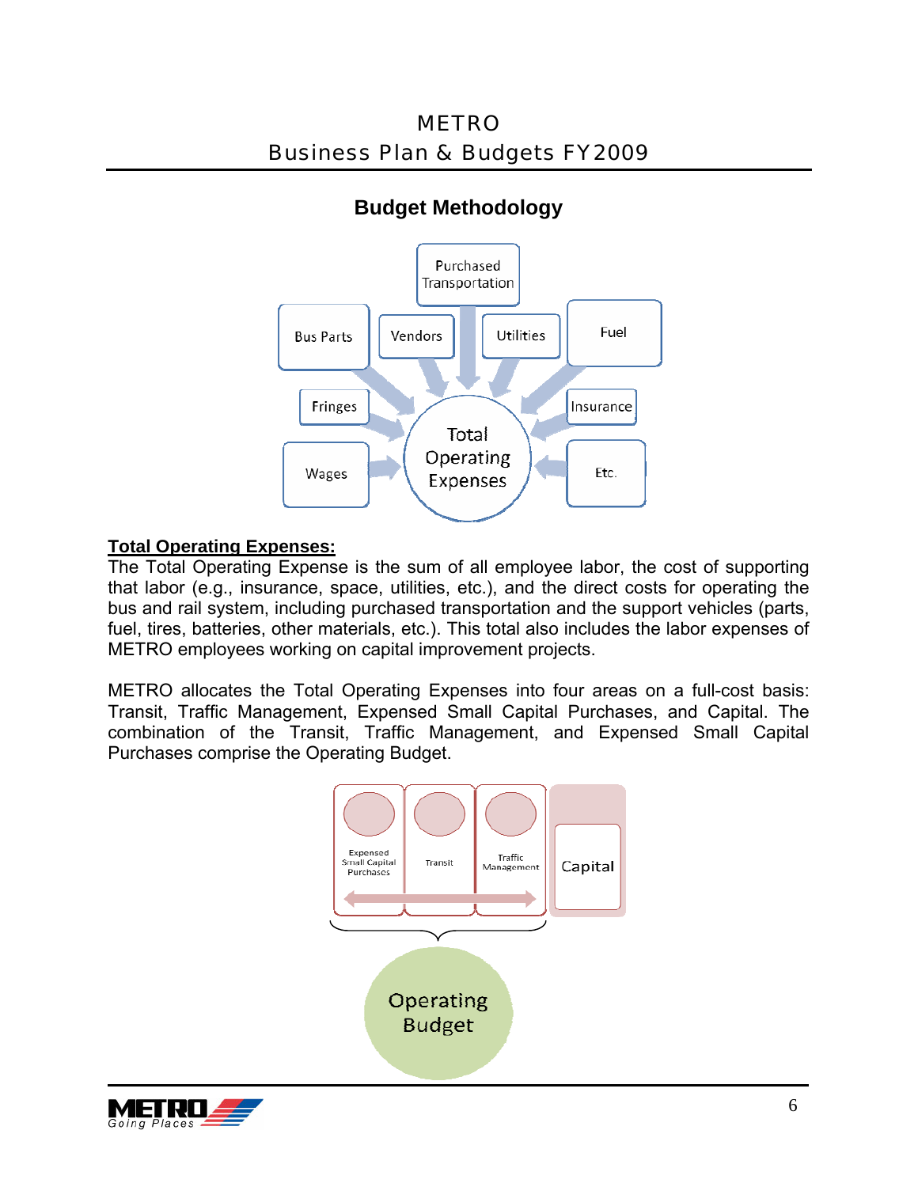## Budget Methodology

**Total Operating Expenses:**

The Total Operating Expense is the sum of all employee labor, the cost of supporting that labor (e.g., insurance, space, utilities, etc.), and the direct costs for operating the bus and rail system, including purchased transportation and the support vehicles (parts, fuel, tires, batteries, other materials, etc.). This total also includes the labor expenses of METRO employees working on capital improvement projects.

METRO allocates the Total Operating Expenses into four areas on a full-cost basis: Transit, Traffic Management, Expensed Small Capital Purchases, and Capital. The combination of the Transit, Traffic Management, and Expensed Small Capital Purchases comprise the Operating Budget.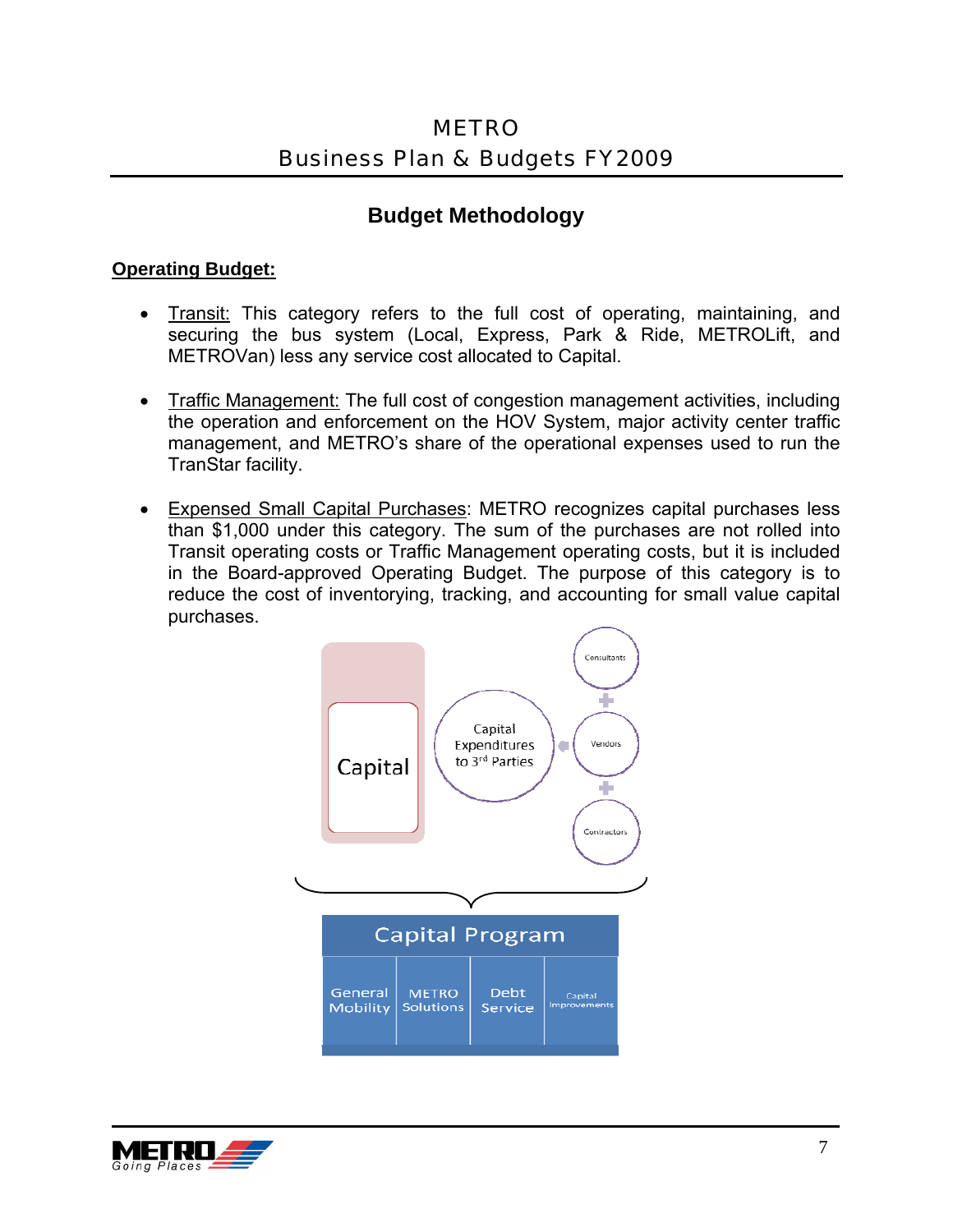## Budget Methodology

**<u>Operating Budget:</u>**

- <u>Transit:</u> This category refers to the full cost of operating, maintaining, and securing the bus system (Local, Express, Park & Ride, METROLift, and METROVan) less any service cost allocated to Capital.

- <u>Traffic Management:</u> The full cost of congestion management activities, including the operation and enforcement on the HOV System, major activity center traffic management, and METRO's share of the operational expenses used to run the TranStar facility.

- <u>Expensed Small Capital Purchases</u>: METRO recognizes capital purchases less than $1,000 under this category. The sum of the purchases are not rolled into Transit operating costs or Traffic Management operating costs, but it is included in the Board-approved Operating Budget. The purpose of this category is to reduce the cost of inventorying, tracking, and accounting for small value capital purchases.

Capital

Capital Expenditures to 3rd Parties

Consultants + Vendors + Contractors

Capital Program

| General Mobility | METRO Solutions | Debt Service | Capital Improvements |
|---|---|---|---|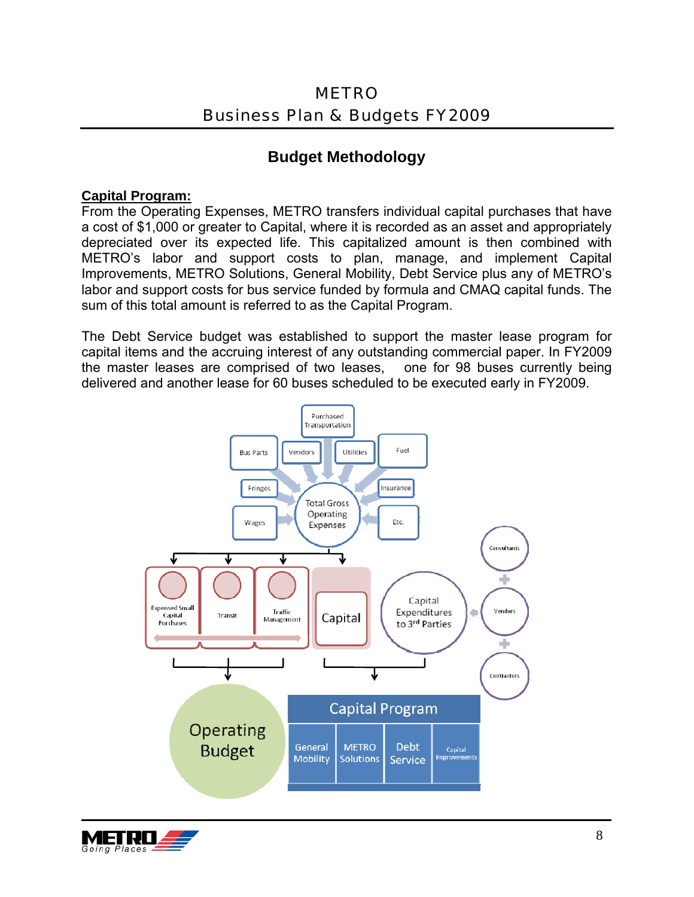## Budget Methodology

**Capital Program:**

From the Operating Expenses, METRO transfers individual capital purchases that have a cost of $1,000 or greater to Capital, where it is recorded as an asset and appropriately depreciated over its expected life. This capitalized amount is then combined with METRO's labor and support costs to plan, manage, and implement Capital Improvements, METRO Solutions, General Mobility, Debt Service plus any of METRO's labor and support costs for bus service funded by formula and CMAQ capital funds. The sum of this total amount is referred to as the Capital Program.

The Debt Service budget was established to support the master lease program for capital items and the accruing interest of any outstanding commercial paper. In FY2009 the master leases are comprised of two leases, one for 98 buses currently being delivered and another lease for 60 buses scheduled to be executed early in FY2009.

Purchased Transportation
Bus Parts
Vendors
Utilities
Fuel
Fringes
Insurance
Wages
Total Gross Operating Expenses
Etc.

Expensed Small Capital Purchases
Transit
Traffic Management
Capital
Capital Expenditures to 3rd Parties
Consultants
Vendors
Contractors

Operating Budget

Capital Program
General Mobility | METRO Solutions | Debt Service | Capital Improvements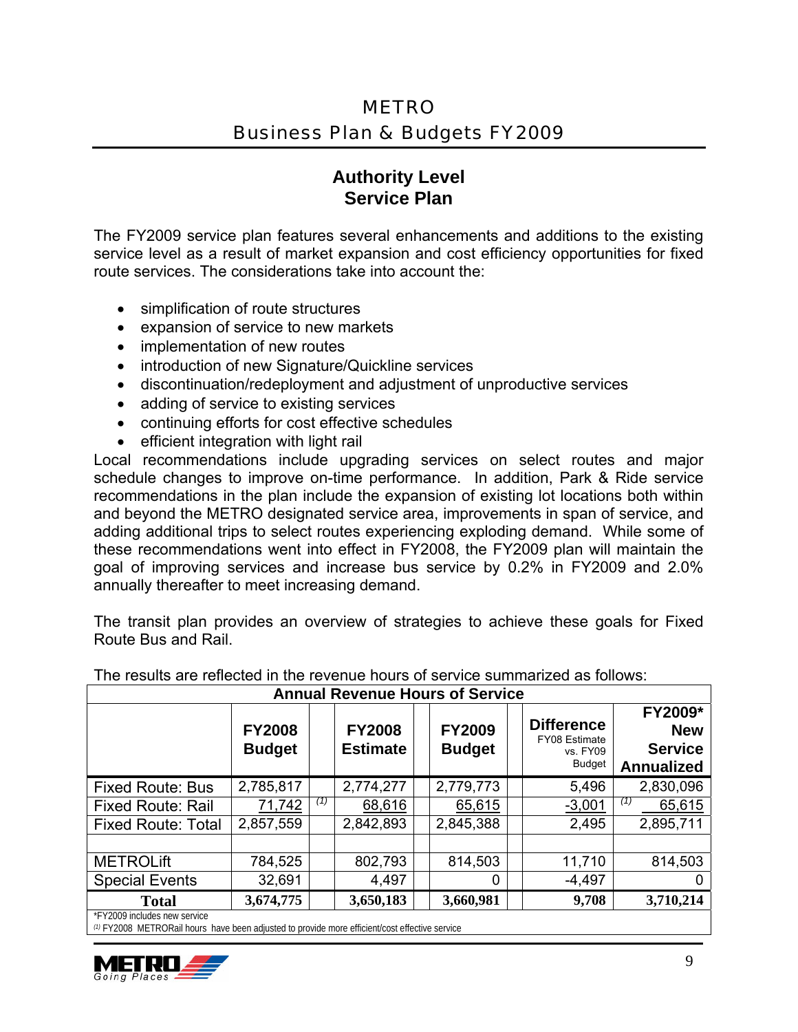## Authority Level
## Service Plan

The FY2009 service plan features several enhancements and additions to the existing service level as a result of market expansion and cost efficiency opportunities for fixed route services. The considerations take into account the:

- simplification of route structures
- expansion of service to new markets
- implementation of new routes
- introduction of new Signature/Quickline services
- discontinuation/redeployment and adjustment of unproductive services
- adding of service to existing services
- continuing efforts for cost effective schedules
- efficient integration with light rail

Local recommendations include upgrading services on select routes and major schedule changes to improve on-time performance. In addition, Park & Ride service recommendations in the plan include the expansion of existing lot locations both within and beyond the METRO designated service area, improvements in span of service, and adding additional trips to select routes experiencing exploding demand. While some of these recommendations went into effect in FY2008, the FY2009 plan will maintain the goal of improving services and increase bus service by 0.2% in FY2009 and 2.0% annually thereafter to meet increasing demand.

The transit plan provides an overview of strategies to achieve these goals for Fixed Route Bus and Rail.

The results are reflected in the revenue hours of service summarized as follows:

| Annual Revenue Hours of Service | | | | | |
|---|---|---|---|---|---|
| | **FY2008 Budget** | **FY2008 Estimate** | **FY2009 Budget** | **Difference** FY08 Estimate vs. FY09 Budget | **FY2009* New Service Annualized** |
| Fixed Route: Bus | 2,785,817 | 2,774,277 | 2,779,773 | 5,496 | 2,830,096 |
| Fixed Route: Rail | 71,742 (1) | 68,616 | 65,615 | -3,001 | (1) 65,615 |
| Fixed Route: Total | 2,857,559 | 2,842,893 | 2,845,388 | 2,495 | 2,895,711 |
| | | | | | |
| METROLift | 784,525 | 802,793 | 814,503 | 11,710 | 814,503 |
| Special Events | 32,691 | 4,497 | 0 | -4,497 | 0 |
| **Total** | **3,674,775** | **3,650,183** | **3,660,981** | **9,708** | **3,710,214** |

*FY2009 includes new service

(1) FY2008 METRORail hours have been adjusted to provide more efficient/cost effective service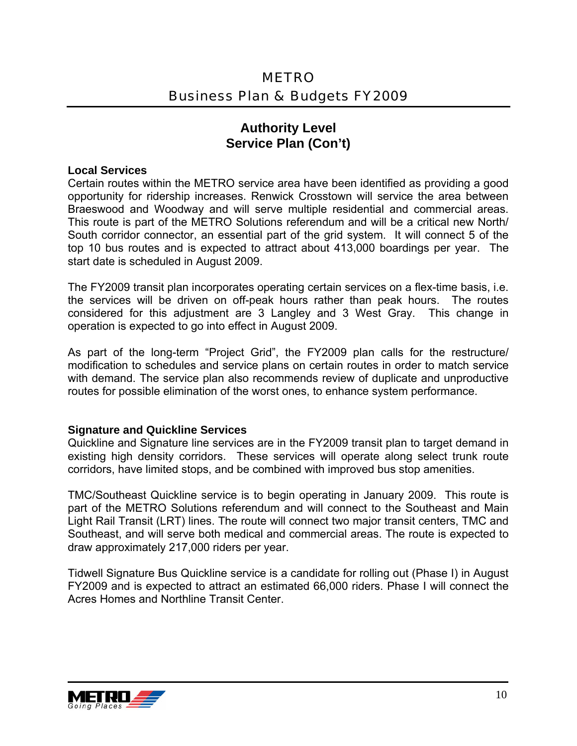## Authority Level
## Service Plan (Con't)

**Local Services**

Certain routes within the METRO service area have been identified as providing a good opportunity for ridership increases. Renwick Crosstown will service the area between Braeswood and Woodway and will serve multiple residential and commercial areas. This route is part of the METRO Solutions referendum and will be a critical new North/ South corridor connector, an essential part of the grid system. It will connect 5 of the top 10 bus routes and is expected to attract about 413,000 boardings per year. The start date is scheduled in August 2009.

The FY2009 transit plan incorporates operating certain services on a flex-time basis, i.e. the services will be driven on off-peak hours rather than peak hours. The routes considered for this adjustment are 3 Langley and 3 West Gray. This change in operation is expected to go into effect in August 2009.

As part of the long-term "Project Grid", the FY2009 plan calls for the restructure/ modification to schedules and service plans on certain routes in order to match service with demand. The service plan also recommends review of duplicate and unproductive routes for possible elimination of the worst ones, to enhance system performance.

**Signature and Quickline Services**

Quickline and Signature line services are in the FY2009 transit plan to target demand in existing high density corridors. These services will operate along select trunk route corridors, have limited stops, and be combined with improved bus stop amenities.

TMC/Southeast Quickline service is to begin operating in January 2009. This route is part of the METRO Solutions referendum and will connect to the Southeast and Main Light Rail Transit (LRT) lines. The route will connect two major transit centers, TMC and Southeast, and will serve both medical and commercial areas. The route is expected to draw approximately 217,000 riders per year.

Tidwell Signature Bus Quickline service is a candidate for rolling out (Phase I) in August FY2009 and is expected to attract an estimated 66,000 riders. Phase I will connect the Acres Homes and Northline Transit Center.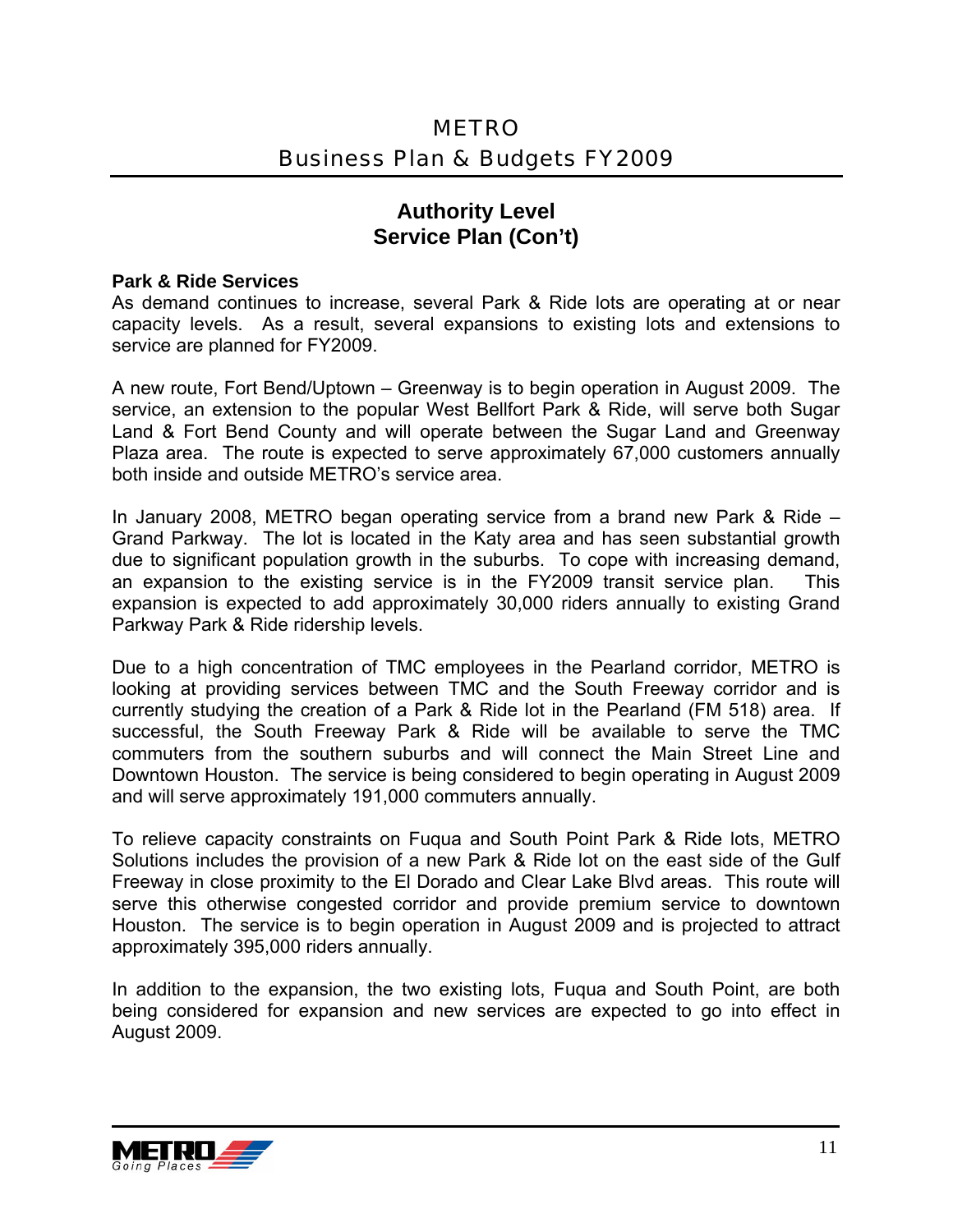## Authority Level
## Service Plan (Con't)

**Park & Ride Services**

As demand continues to increase, several Park & Ride lots are operating at or near capacity levels. As a result, several expansions to existing lots and extensions to service are planned for FY2009.

A new route, Fort Bend/Uptown – Greenway is to begin operation in August 2009. The service, an extension to the popular West Bellfort Park & Ride, will serve both Sugar Land & Fort Bend County and will operate between the Sugar Land and Greenway Plaza area. The route is expected to serve approximately 67,000 customers annually both inside and outside METRO's service area.

In January 2008, METRO began operating service from a brand new Park & Ride – Grand Parkway. The lot is located in the Katy area and has seen substantial growth due to significant population growth in the suburbs. To cope with increasing demand, an expansion to the existing service is in the FY2009 transit service plan. This expansion is expected to add approximately 30,000 riders annually to existing Grand Parkway Park & Ride ridership levels.

Due to a high concentration of TMC employees in the Pearland corridor, METRO is looking at providing services between TMC and the South Freeway corridor and is currently studying the creation of a Park & Ride lot in the Pearland (FM 518) area. If successful, the South Freeway Park & Ride will be available to serve the TMC commuters from the southern suburbs and will connect the Main Street Line and Downtown Houston. The service is being considered to begin operating in August 2009 and will serve approximately 191,000 commuters annually.

To relieve capacity constraints on Fuqua and South Point Park & Ride lots, METRO Solutions includes the provision of a new Park & Ride lot on the east side of the Gulf Freeway in close proximity to the El Dorado and Clear Lake Blvd areas. This route will serve this otherwise congested corridor and provide premium service to downtown Houston. The service is to begin operation in August 2009 and is projected to attract approximately 395,000 riders annually.

In addition to the expansion, the two existing lots, Fuqua and South Point, are both being considered for expansion and new services are expected to go into effect in August 2009.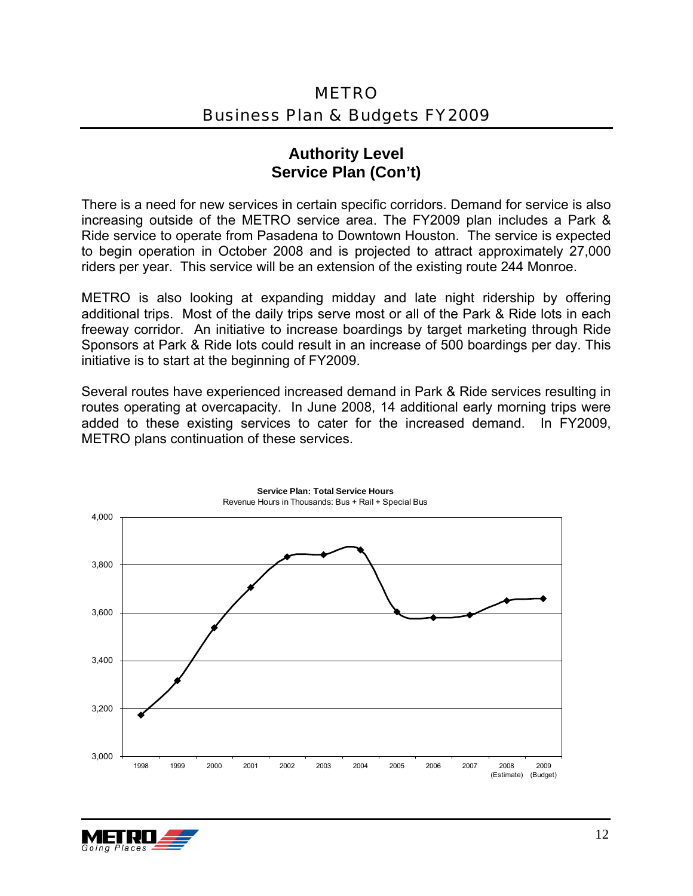## Authority Level
## Service Plan (Con't)

There is a need for new services in certain specific corridors. Demand for service is also increasing outside of the METRO service area. The FY2009 plan includes a Park & Ride service to operate from Pasadena to Downtown Houston. The service is expected to begin operation in October 2008 and is projected to attract approximately 27,000 riders per year. This service will be an extension of the existing route 244 Monroe.

METRO is also looking at expanding midday and late night ridership by offering additional trips. Most of the daily trips serve most or all of the Park & Ride lots in each freeway corridor. An initiative to increase boardings by target marketing through Ride Sponsors at Park & Ride lots could result in an increase of 500 boardings per day. This initiative is to start at the beginning of FY2009.

Several routes have experienced increased demand in Park & Ride services resulting in routes operating at overcapacity. In June 2008, 14 additional early morning trips were added to these existing services to cater for the increased demand. In FY2009, METRO plans continuation of these services.

**Service Plan: Total Service Hours**
Revenue Hours in Thousands: Bus + Rail + Special Bus

| Year | Revenue Hours (Thousands) |
|---|---|
| 1998 | ~3,175 |
| 1999 | ~3,318 |
| 2000 | ~3,538 |
| 2001 | ~3,706 |
| 2002 | ~3,834 |
| 2003 | ~3,842 |
| 2004 | ~3,862 |
| 2005 | ~3,604 |
| 2006 | ~3,580 |
| 2007 | ~3,590 |
| 2008 (Estimate) | ~3,650 |
| 2009 (Budget) | ~3,660 |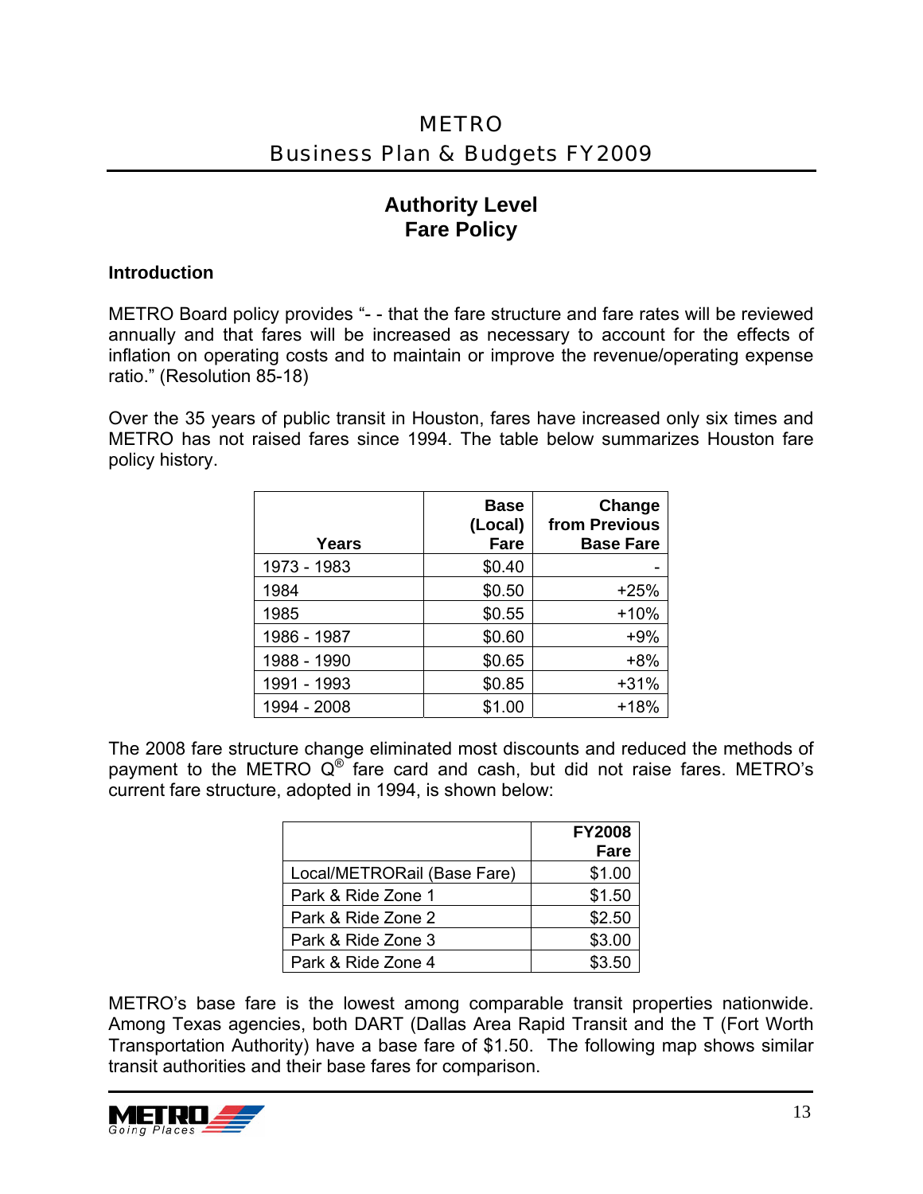## Authority Level
## Fare Policy

**Introduction**

METRO Board policy provides "- - that the fare structure and fare rates will be reviewed annually and that fares will be increased as necessary to account for the effects of inflation on operating costs and to maintain or improve the revenue/operating expense ratio." (Resolution 85-18)

Over the 35 years of public transit in Houston, fares have increased only six times and METRO has not raised fares since 1994. The table below summarizes Houston fare policy history.

| Years | Base (Local) Fare | Change from Previous Base Fare |
|---|---:|---:|
| 1973 - 1983 | $0.40 | - |
| 1984 | $0.50 | +25% |
| 1985 | $0.55 | +10% |
| 1986 - 1987 | $0.60 | +9% |
| 1988 - 1990 | $0.65 | +8% |
| 1991 - 1993 | $0.85 | +31% |
| 1994 - 2008 | $1.00 | +18% |

The 2008 fare structure change eliminated most discounts and reduced the methods of payment to the METRO Q® fare card and cash, but did not raise fares. METRO's current fare structure, adopted in 1994, is shown below:

| | FY2008 Fare |
|---|---:|
| Local/METRORail (Base Fare) | $1.00 |
| Park & Ride Zone 1 | $1.50 |
| Park & Ride Zone 2 | $2.50 |
| Park & Ride Zone 3 | $3.00 |
| Park & Ride Zone 4 | $3.50 |

METRO's base fare is the lowest among comparable transit properties nationwide. Among Texas agencies, both DART (Dallas Area Rapid Transit and the T (Fort Worth Transportation Authority) have a base fare of $1.50. The following map shows similar transit authorities and their base fares for comparison.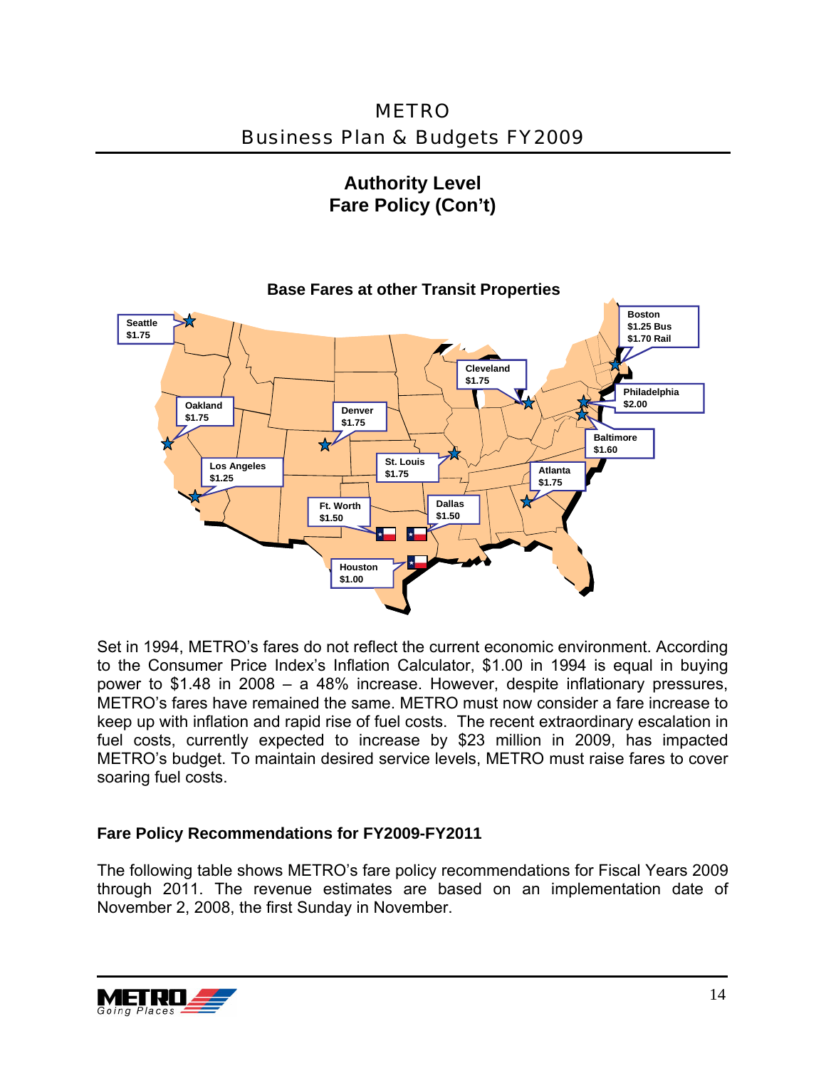## Authority Level
## Fare Policy (Con't)

**Base Fares at other Transit Properties**

Seattle $1.75

Boston $1.25 Bus $1.70 Rail

Cleveland $1.75

Philadelphia $2.00

Oakland $1.75

Denver $1.75

Baltimore $1.60

Los Angeles $1.25

St. Louis $1.75

Atlanta $1.75

Ft. Worth $1.50

Dallas $1.50

Houston $1.00

Set in 1994, METRO's fares do not reflect the current economic environment. According to the Consumer Price Index's Inflation Calculator, $1.00 in 1994 is equal in buying power to $1.48 in 2008 – a 48% increase. However, despite inflationary pressures, METRO's fares have remained the same. METRO must now consider a fare increase to keep up with inflation and rapid rise of fuel costs. The recent extraordinary escalation in fuel costs, currently expected to increase by $23 million in 2009, has impacted METRO's budget. To maintain desired service levels, METRO must raise fares to cover soaring fuel costs.

### Fare Policy Recommendations for FY2009-FY2011

The following table shows METRO's fare policy recommendations for Fiscal Years 2009 through 2011. The revenue estimates are based on an implementation date of November 2, 2008, the first Sunday in November.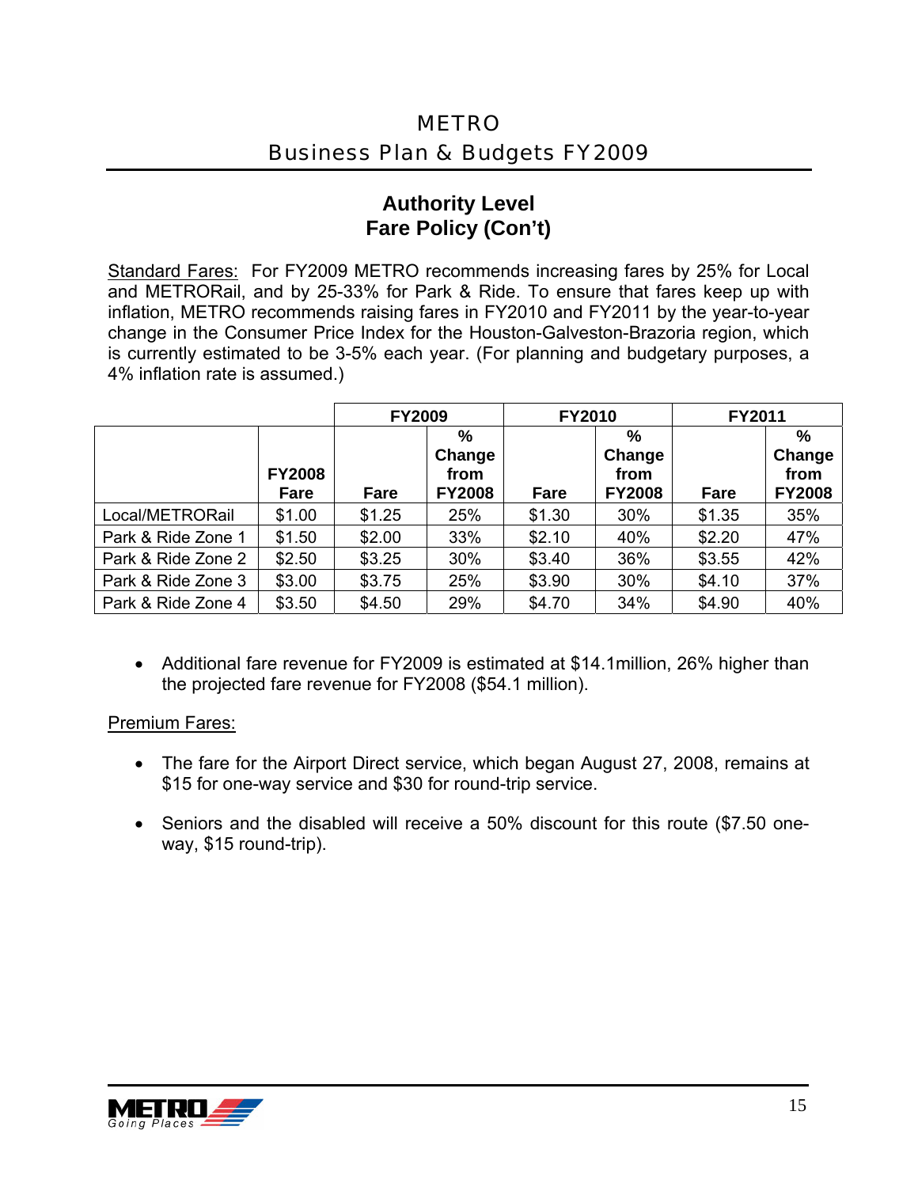## Authority Level
## Fare Policy (Con't)

Standard Fares: For FY2009 METRO recommends increasing fares by 25% for Local and METRORail, and by 25-33% for Park & Ride. To ensure that fares keep up with inflation, METRO recommends raising fares in FY2010 and FY2011 by the year-to-year change in the Consumer Price Index for the Houston-Galveston-Brazoria region, which is currently estimated to be 3-5% each year. (For planning and budgetary purposes, a 4% inflation rate is assumed.)

| | | FY2009 | | FY2010 | | FY2011 | |
|---|---|---|---|---|---|---|---|
| | FY2008 Fare | Fare | % Change from FY2008 | Fare | % Change from FY2008 | Fare | % Change from FY2008 |
| Local/METRORail | $1.00 | $1.25 | 25% | $1.30 | 30% | $1.35 | 35% |
| Park & Ride Zone 1 | $1.50 | $2.00 | 33% | $2.10 | 40% | $2.20 | 47% |
| Park & Ride Zone 2 | $2.50 | $3.25 | 30% | $3.40 | 36% | $3.55 | 42% |
| Park & Ride Zone 3 | $3.00 | $3.75 | 25% | $3.90 | 30% | $4.10 | 37% |
| Park & Ride Zone 4 | $3.50 | $4.50 | 29% | $4.70 | 34% | $4.90 | 40% |

- Additional fare revenue for FY2009 is estimated at $14.1million, 26% higher than the projected fare revenue for FY2008 ($54.1 million).

Premium Fares:

- The fare for the Airport Direct service, which began August 27, 2008, remains at $15 for one-way service and $30 for round-trip service.
- Seniors and the disabled will receive a 50% discount for this route ($7.50 one-way, $15 round-trip).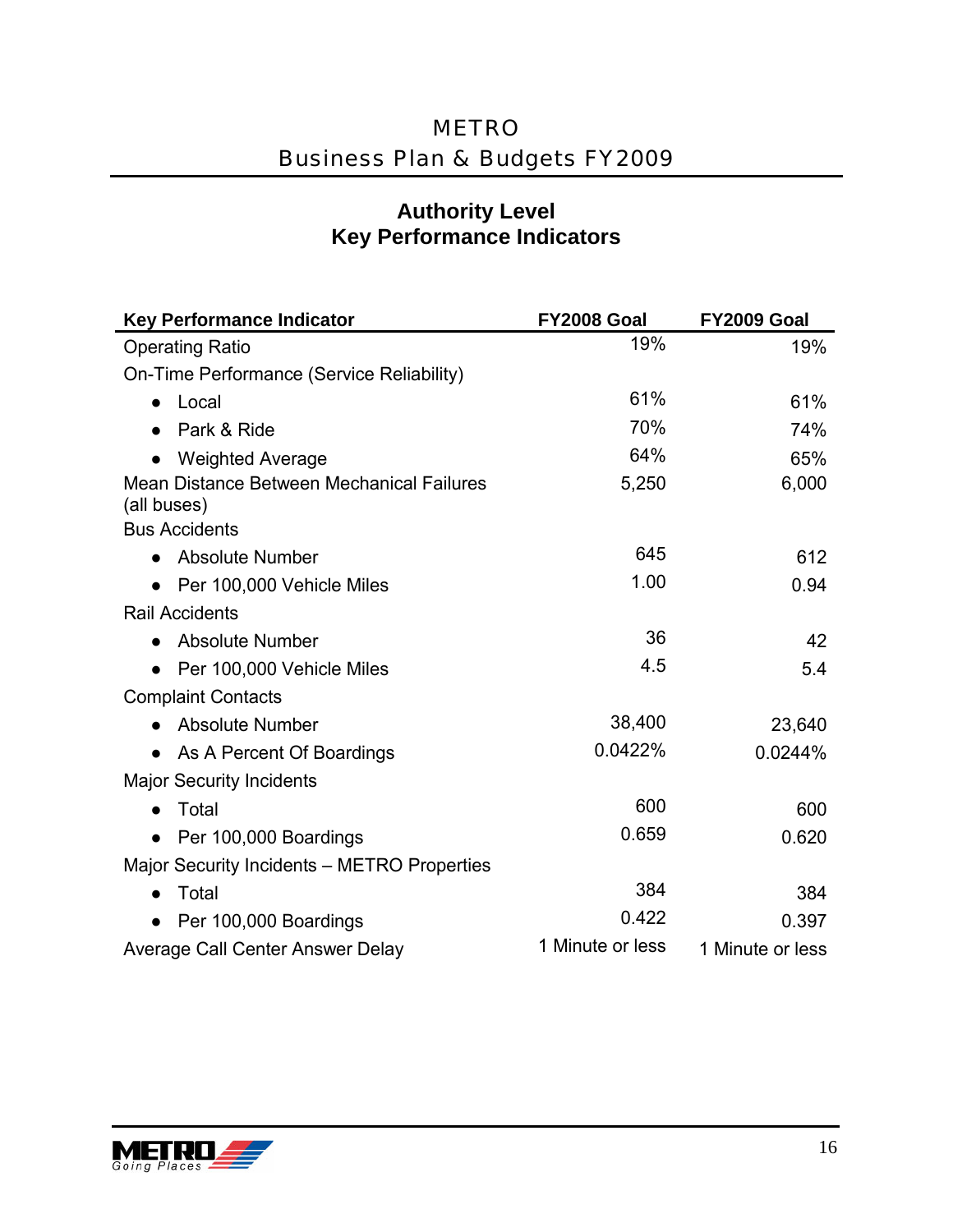## Authority Level
## Key Performance Indicators

| Key Performance Indicator | FY2008 Goal | FY2009 Goal |
|---|---|---|
| Operating Ratio | 19% | 19% |
| On-Time Performance (Service Reliability) | | |
| • Local | 61% | 61% |
| • Park & Ride | 70% | 74% |
| • Weighted Average | 64% | 65% |
| Mean Distance Between Mechanical Failures (all buses) | 5,250 | 6,000 |
| Bus Accidents | | |
| • Absolute Number | 645 | 612 |
| • Per 100,000 Vehicle Miles | 1.00 | 0.94 |
| Rail Accidents | | |
| • Absolute Number | 36 | 42 |
| • Per 100,000 Vehicle Miles | 4.5 | 5.4 |
| Complaint Contacts | | |
| • Absolute Number | 38,400 | 23,640 |
| • As A Percent Of Boardings | 0.0422% | 0.0244% |
| Major Security Incidents | | |
| • Total | 600 | 600 |
| • Per 100,000 Boardings | 0.659 | 0.620 |
| Major Security Incidents – METRO Properties | | |
| • Total | 384 | 384 |
| • Per 100,000 Boardings | 0.422 | 0.397 |
| Average Call Center Answer Delay | 1 Minute or less | 1 Minute or less |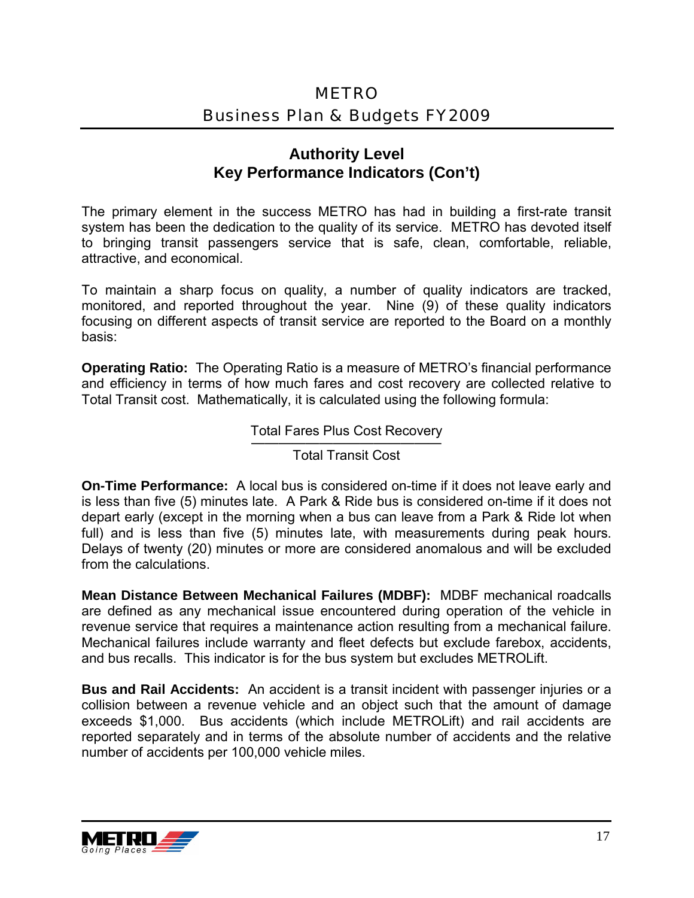## Authority Level
## Key Performance Indicators (Con't)

The primary element in the success METRO has had in building a first-rate transit system has been the dedication to the quality of its service. METRO has devoted itself to bringing transit passengers service that is safe, clean, comfortable, reliable, attractive, and economical.

To maintain a sharp focus on quality, a number of quality indicators are tracked, monitored, and reported throughout the year. Nine (9) of these quality indicators focusing on different aspects of transit service are reported to the Board on a monthly basis:

**Operating Ratio:** The Operating Ratio is a measure of METRO's financial performance and efficiency in terms of how much fares and cost recovery are collected relative to Total Transit cost. Mathematically, it is calculated using the following formula:

$$\frac{\text{Total Fares Plus Cost Recovery}}{\text{Total Transit Cost}}$$

**On-Time Performance:** A local bus is considered on-time if it does not leave early and is less than five (5) minutes late. A Park & Ride bus is considered on-time if it does not depart early (except in the morning when a bus can leave from a Park & Ride lot when full) and is less than five (5) minutes late, with measurements during peak hours. Delays of twenty (20) minutes or more are considered anomalous and will be excluded from the calculations.

**Mean Distance Between Mechanical Failures (MDBF):** MDBF mechanical roadcalls are defined as any mechanical issue encountered during operation of the vehicle in revenue service that requires a maintenance action resulting from a mechanical failure. Mechanical failures include warranty and fleet defects but exclude farebox, accidents, and bus recalls. This indicator is for the bus system but excludes METROLift.

**Bus and Rail Accidents:** An accident is a transit incident with passenger injuries or a collision between a revenue vehicle and an object such that the amount of damage exceeds $1,000. Bus accidents (which include METROLift) and rail accidents are reported separately and in terms of the absolute number of accidents and the relative number of accidents per 100,000 vehicle miles.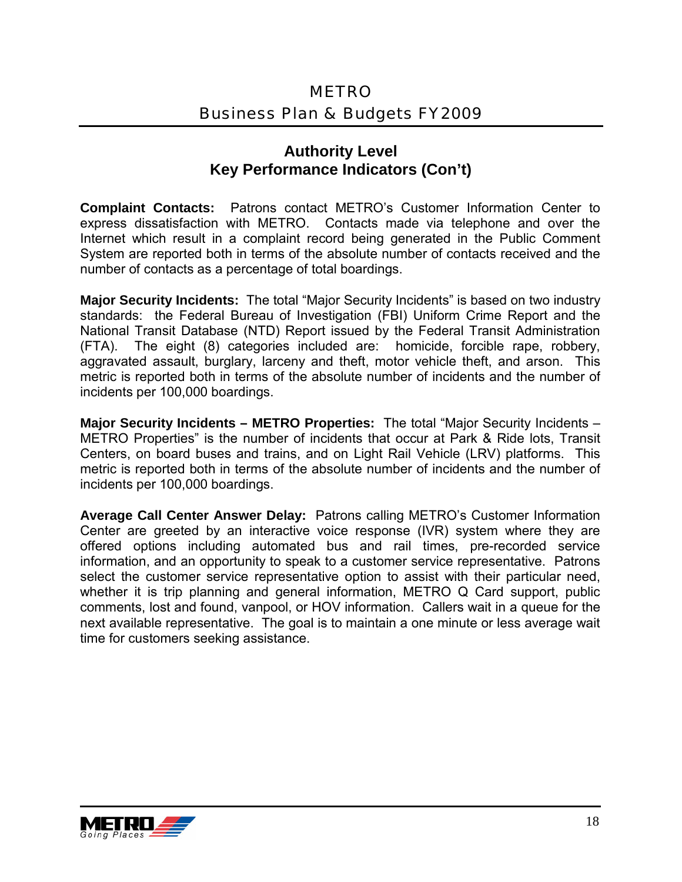## Authority Level
## Key Performance Indicators (Con't)

**Complaint Contacts:** Patrons contact METRO's Customer Information Center to express dissatisfaction with METRO. Contacts made via telephone and over the Internet which result in a complaint record being generated in the Public Comment System are reported both in terms of the absolute number of contacts received and the number of contacts as a percentage of total boardings.

**Major Security Incidents:** The total "Major Security Incidents" is based on two industry standards: the Federal Bureau of Investigation (FBI) Uniform Crime Report and the National Transit Database (NTD) Report issued by the Federal Transit Administration (FTA). The eight (8) categories included are: homicide, forcible rape, robbery, aggravated assault, burglary, larceny and theft, motor vehicle theft, and arson. This metric is reported both in terms of the absolute number of incidents and the number of incidents per 100,000 boardings.

**Major Security Incidents – METRO Properties:** The total "Major Security Incidents – METRO Properties" is the number of incidents that occur at Park & Ride lots, Transit Centers, on board buses and trains, and on Light Rail Vehicle (LRV) platforms. This metric is reported both in terms of the absolute number of incidents and the number of incidents per 100,000 boardings.

**Average Call Center Answer Delay:** Patrons calling METRO's Customer Information Center are greeted by an interactive voice response (IVR) system where they are offered options including automated bus and rail times, pre-recorded service information, and an opportunity to speak to a customer service representative. Patrons select the customer service representative option to assist with their particular need, whether it is trip planning and general information, METRO Q Card support, public comments, lost and found, vanpool, or HOV information. Callers wait in a queue for the next available representative. The goal is to maintain a one minute or less average wait time for customers seeking assistance.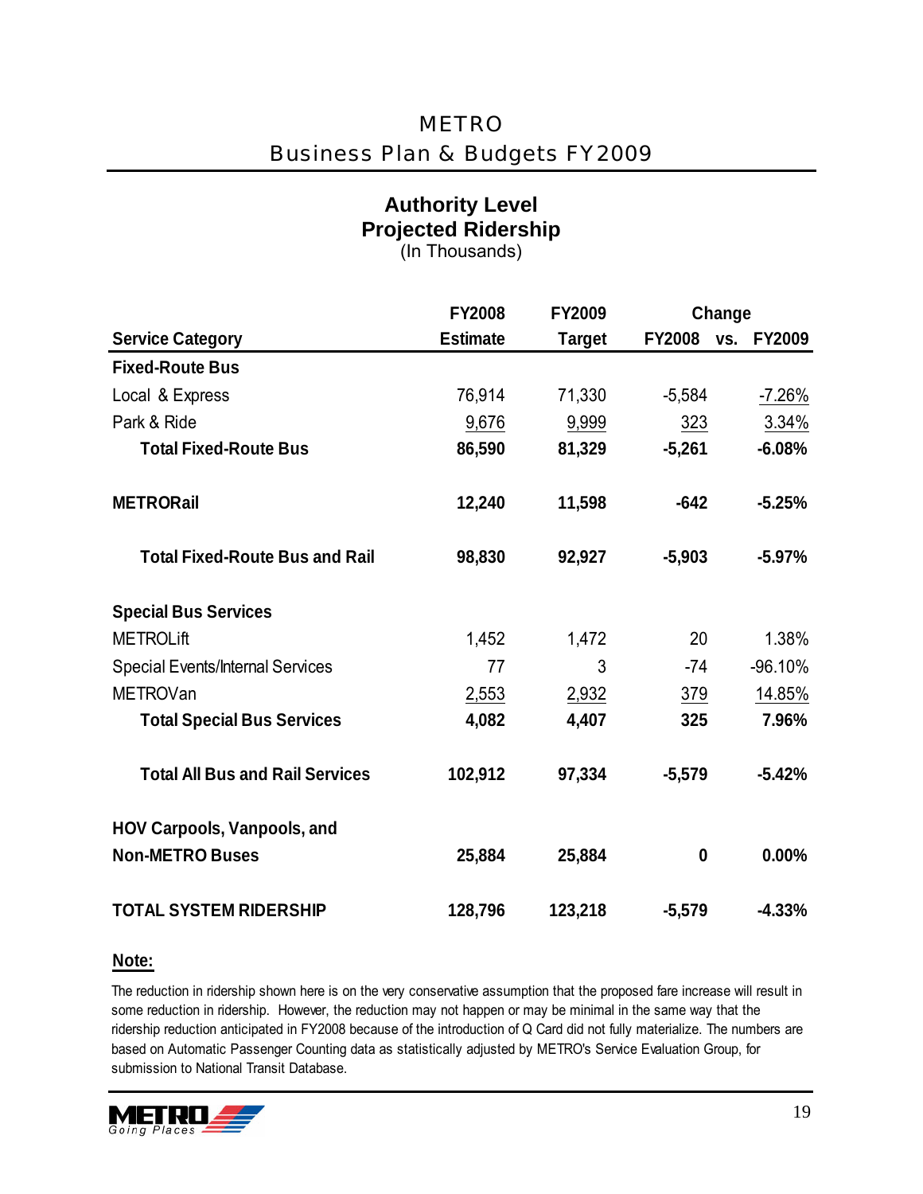## Authority Level
## Projected Ridership
(In Thousands)

| Service Category | FY2008 Estimate | FY2009 Target | Change FY2008 vs. FY2009 | |
|---|---|---|---|---|
| **Fixed-Route Bus** | | | | |
| Local & Express | 76,914 | 71,330 | -5,584 | -7.26% |
| Park & Ride | 9,676 | 9,999 | 323 | 3.34% |
| **Total Fixed-Route Bus** | **86,590** | **81,329** | **-5,261** | **-6.08%** |
| **METRORail** | **12,240** | **11,598** | **-642** | **-5.25%** |
| **Total Fixed-Route Bus and Rail** | **98,830** | **92,927** | **-5,903** | **-5.97%** |
| **Special Bus Services** | | | | |
| METROLift | 1,452 | 1,472 | 20 | 1.38% |
| Special Events/Internal Services | 77 | 3 | -74 | -96.10% |
| METROVan | 2,553 | 2,932 | 379 | 14.85% |
| **Total Special Bus Services** | **4,082** | **4,407** | **325** | **7.96%** |
| **Total All Bus and Rail Services** | **102,912** | **97,334** | **-5,579** | **-5.42%** |
| **HOV Carpools, Vanpools, and Non-METRO Buses** | **25,884** | **25,884** | **0** | **0.00%** |
| **TOTAL SYSTEM RIDERSHIP** | **128,796** | **123,218** | **-5,579** | **-4.33%** |

**Note:**

The reduction in ridership shown here is on the very conservative assumption that the proposed fare increase will result in some reduction in ridership. However, the reduction may not happen or may be minimal in the same way that the ridership reduction anticipated in FY2008 because of the introduction of Q Card did not fully materialize. The numbers are based on Automatic Passenger Counting data as statistically adjusted by METRO's Service Evaluation Group, for submission to National Transit Database.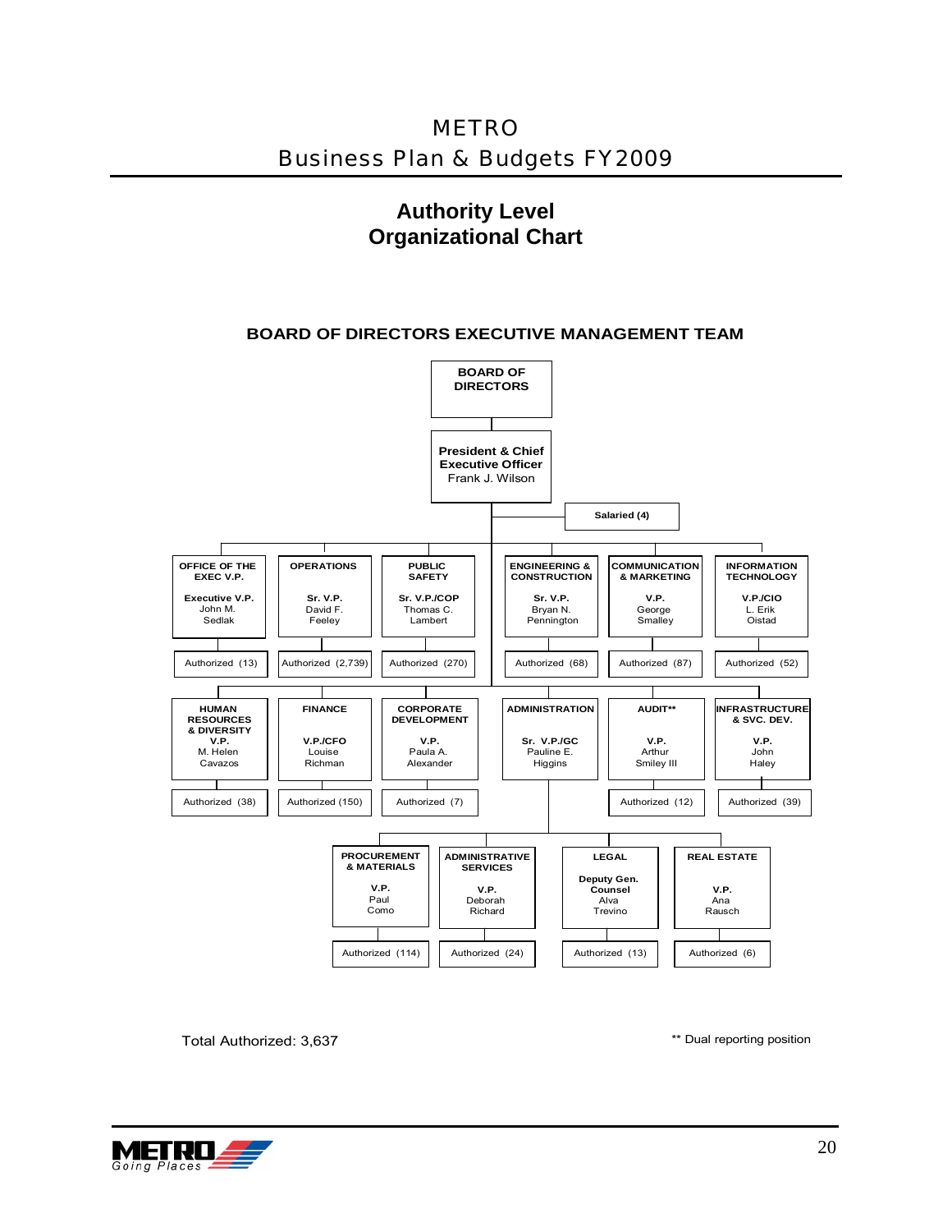# METRO
## Business Plan & Budgets FY2009

# Authority Level Organizational Chart

### BOARD OF DIRECTORS EXECUTIVE MANAGEMENT TEAM

**BOARD OF DIRECTORS**

**President & Chief Executive Officer**
Frank J. Wilson

**Salaried (4)**

| Department | Title | Name | Authorized |
|---|---|---|---|
| OFFICE OF THE EXEC V.P. | Executive V.P. | John M. Sedlak | Authorized (13) |
| OPERATIONS | Sr. V.P. | David F. Feeley | Authorized (2,739) |
| PUBLIC SAFETY | Sr. V.P./COP | Thomas C. Lambert | Authorized (270) |
| ENGINEERING & CONSTRUCTION | Sr. V.P. | Bryan N. Pennington | Authorized (68) |
| COMMUNICATION & MARKETING | V.P. | George Smalley | Authorized (87) |
| INFORMATION TECHNOLOGY | V.P./CIO | L. Erik Oistad | Authorized (52) |
| HUMAN RESOURCES & DIVERSITY | V.P. | M. Helen Cavazos | Authorized (38) |
| FINANCE | V.P./CFO | Louise Richman | Authorized (150) |
| CORPORATE DEVELOPMENT | V.P. | Paula A. Alexander | Authorized (7) |
| ADMINISTRATION | Sr. V.P./GC | Pauline E. Higgins | |
| AUDIT** | V.P. | Arthur Smiley III | Authorized (12) |
| INFRASTRUCTURE & SVC. DEV. | V.P. | John Haley | Authorized (39) |

**Reporting to ADMINISTRATION:**

| Department | Title | Name | Authorized |
|---|---|---|---|
| PROCUREMENT & MATERIALS | V.P. | Paul Como | Authorized (114) |
| ADMINISTRATIVE SERVICES | V.P. | Deborah Richard | Authorized (24) |
| LEGAL | Deputy Gen. Counsel | Alva Trevino | Authorized (13) |
| REAL ESTATE | V.P. | Ana Rausch | Authorized (6) |

Total Authorized: 3,637

** Dual reporting position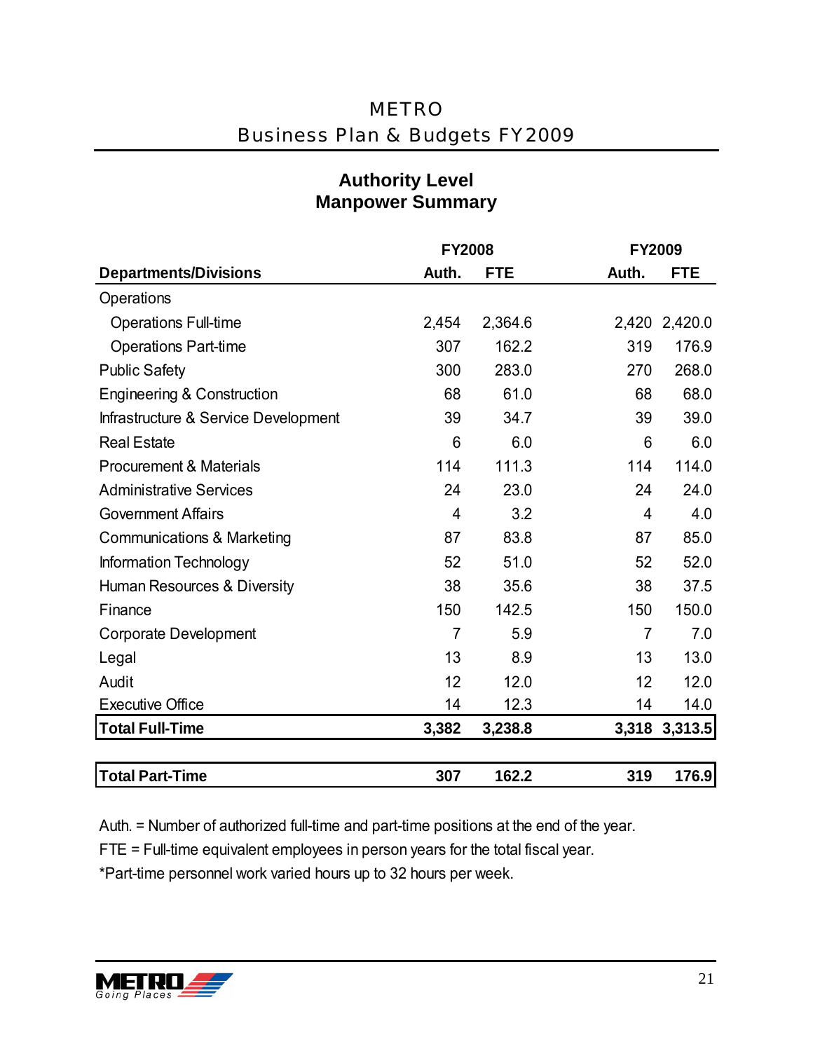## Authority Level Manpower Summary

| Departments/Divisions | FY2008 Auth. | FY2008 FTE | FY2009 Auth. | FY2009 FTE |
|---|---|---|---|---|
| Operations | | | | |
| Operations Full-time | 2,454 | 2,364.6 | 2,420 | 2,420.0 |
| Operations Part-time | 307 | 162.2 | 319 | 176.9 |
| Public Safety | 300 | 283.0 | 270 | 268.0 |
| Engineering & Construction | 68 | 61.0 | 68 | 68.0 |
| Infrastructure & Service Development | 39 | 34.7 | 39 | 39.0 |
| Real Estate | 6 | 6.0 | 6 | 6.0 |
| Procurement & Materials | 114 | 111.3 | 114 | 114.0 |
| Administrative Services | 24 | 23.0 | 24 | 24.0 |
| Government Affairs | 4 | 3.2 | 4 | 4.0 |
| Communications & Marketing | 87 | 83.8 | 87 | 85.0 |
| Information Technology | 52 | 51.0 | 52 | 52.0 |
| Human Resources & Diversity | 38 | 35.6 | 38 | 37.5 |
| Finance | 150 | 142.5 | 150 | 150.0 |
| Corporate Development | 7 | 5.9 | 7 | 7.0 |
| Legal | 13 | 8.9 | 13 | 13.0 |
| Audit | 12 | 12.0 | 12 | 12.0 |
| Executive Office | 14 | 12.3 | 14 | 14.0 |
| **Total Full-Time** | **3,382** | **3,238.8** | **3,318** | **3,313.5** |
| **Total Part-Time** | **307** | **162.2** | **319** | **176.9** |

Auth. = Number of authorized full-time and part-time positions at the end of the year.

FTE = Full-time equivalent employees in person years for the total fiscal year.

*Part-time personnel work varied hours up to 32 hours per week.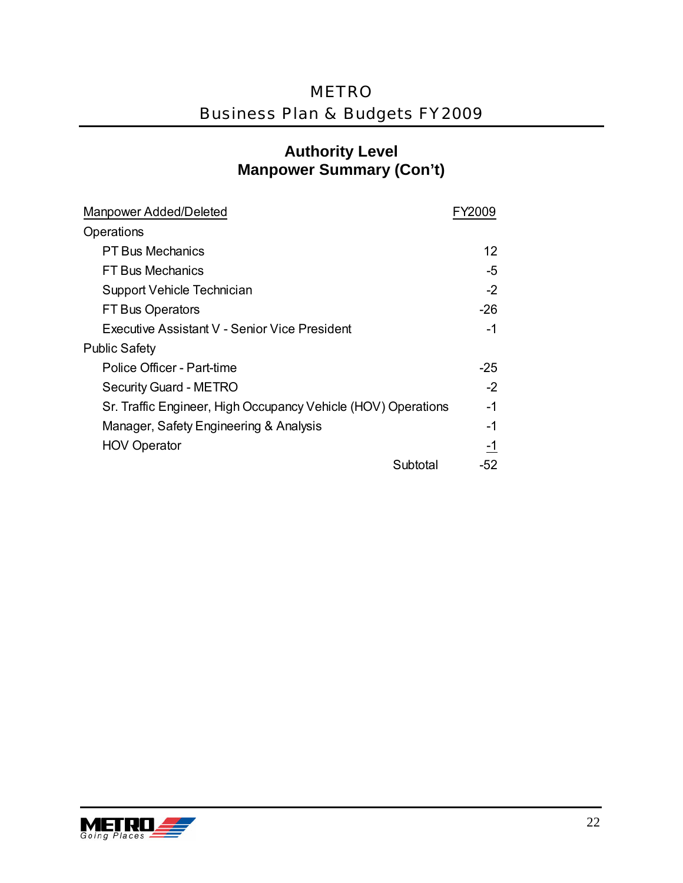## Authority Level
## Manpower Summary (Con't)

| Manpower Added/Deleted | FY2009 |
|---|---|
| Operations | |
| PT Bus Mechanics | 12 |
| FT Bus Mechanics | -5 |
| Support Vehicle Technician | -2 |
| FT Bus Operators | -26 |
| Executive Assistant V - Senior Vice President | -1 |
| Public Safety | |
| Police Officer - Part-time | -25 |
| Security Guard - METRO | -2 |
| Sr. Traffic Engineer, High Occupancy Vehicle (HOV) Operations | -1 |
| Manager, Safety Engineering & Analysis | -1 |
| HOV Operator | -1 |
| Subtotal | -52 |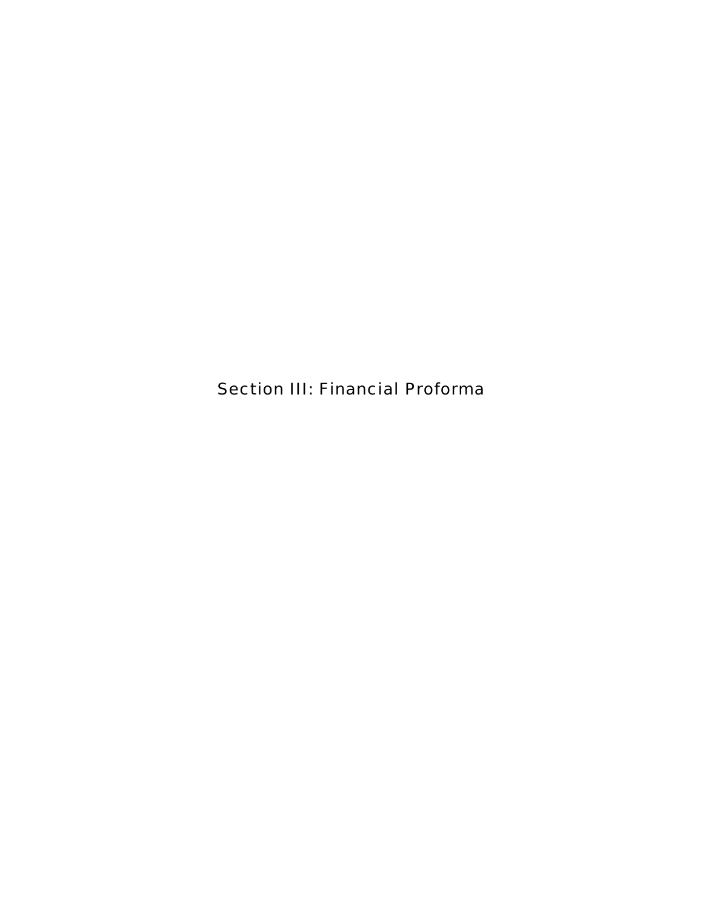# Section III: Financial Proforma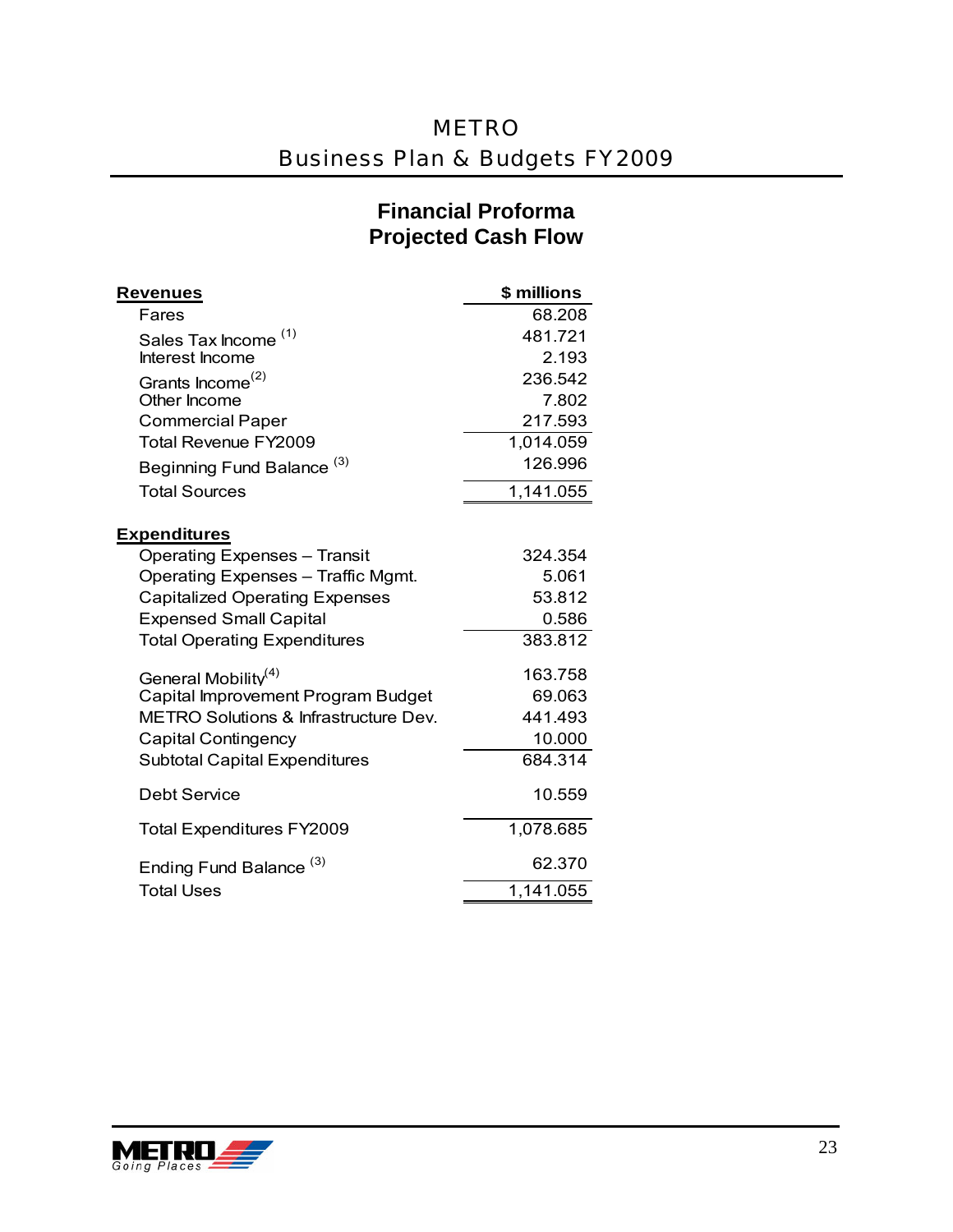## Financial Proforma
## Projected Cash Flow

| Revenues | $ millions |
|---|---|
| Fares | 68.208 |
| Sales Tax Income [1] | 481.721 |
| Interest Income | 2.193 |
| Grants Income[2] | 236.542 |
| Other Income | 7.802 |
| Commercial Paper | 217.593 |
| Total Revenue FY2009 | 1,014.059 |
| Beginning Fund Balance [3] | 126.996 |
| Total Sources | 1,141.055 |
| **Expenditures** | |
| Operating Expenses – Transit | 324.354 |
| Operating Expenses – Traffic Mgmt. | 5.061 |
| Capitalized Operating Expenses | 53.812 |
| Expensed Small Capital | 0.586 |
| Total Operating Expenditures | 383.812 |
| General Mobility[4] | 163.758 |
| Capital Improvement Program Budget | 69.063 |
| METRO Solutions & Infrastructure Dev. | 441.493 |
| Capital Contingency | 10.000 |
| Subtotal Capital Expenditures | 684.314 |
| Debt Service | 10.559 |
| Total Expenditures FY2009 | 1,078.685 |
| Ending Fund Balance [3] | 62.370 |
| Total Uses | 1,141.055 |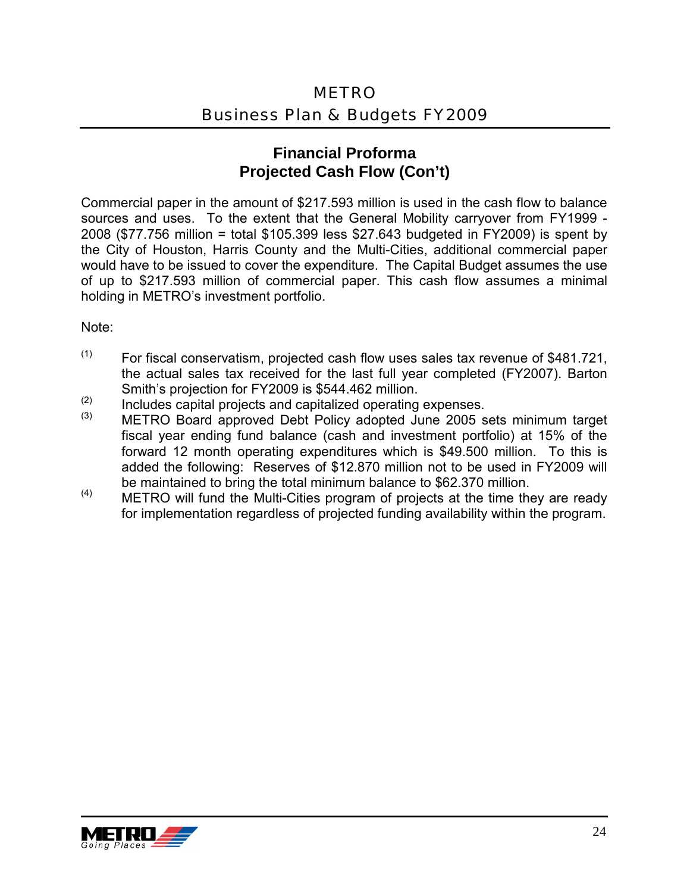## Financial Proforma
## Projected Cash Flow (Con't)

Commercial paper in the amount of $217.593 million is used in the cash flow to balance sources and uses. To the extent that the General Mobility carryover from FY1999 - 2008 ($77.756 million = total $105.399 less $27.643 budgeted in FY2009) is spent by the City of Houston, Harris County and the Multi-Cities, additional commercial paper would have to be issued to cover the expenditure. The Capital Budget assumes the use of up to $217.593 million of commercial paper. This cash flow assumes a minimal holding in METRO's investment portfolio.

Note:

(1) For fiscal conservatism, projected cash flow uses sales tax revenue of $481.721, the actual sales tax received for the last full year completed (FY2007). Barton Smith's projection for FY2009 is $544.462 million.

(2) Includes capital projects and capitalized operating expenses.

(3) METRO Board approved Debt Policy adopted June 2005 sets minimum target fiscal year ending fund balance (cash and investment portfolio) at 15% of the forward 12 month operating expenditures which is $49.500 million. To this is added the following: Reserves of $12.870 million not to be used in FY2009 will be maintained to bring the total minimum balance to $62.370 million.

(4) METRO will fund the Multi-Cities program of projects at the time they are ready for implementation regardless of projected funding availability within the program.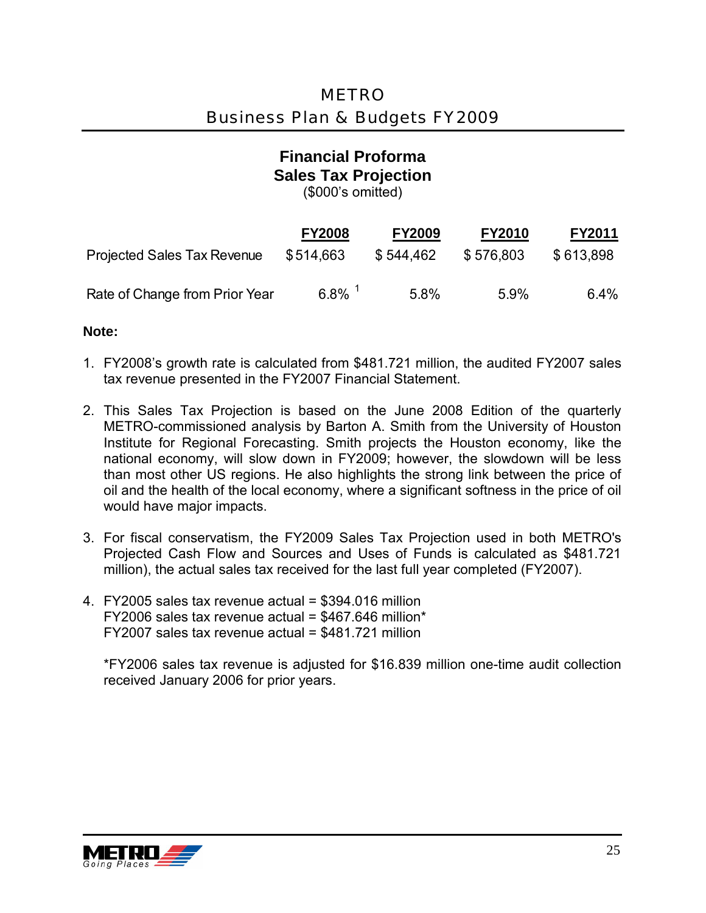## Financial Proforma
## Sales Tax Projection

($000's omitted)

| | FY2008 | FY2009 | FY2010 | FY2011 |
|---|---|---|---|---|
| Projected Sales Tax Revenue | $514,663 | $ 544,462 | $ 576,803 | $ 613,898 |
| Rate of Change from Prior Year | 6.8% [1] | 5.8% | 5.9% | 6.4% |

**Note:**

1. FY2008's growth rate is calculated from $481.721 million, the audited FY2007 sales tax revenue presented in the FY2007 Financial Statement.

2. This Sales Tax Projection is based on the June 2008 Edition of the quarterly METRO-commissioned analysis by Barton A. Smith from the University of Houston Institute for Regional Forecasting. Smith projects the Houston economy, like the national economy, will slow down in FY2009; however, the slowdown will be less than most other US regions. He also highlights the strong link between the price of oil and the health of the local economy, where a significant softness in the price of oil would have major impacts.

3. For fiscal conservatism, the FY2009 Sales Tax Projection used in both METRO's Projected Cash Flow and Sources and Uses of Funds is calculated as $481.721 million), the actual sales tax received for the last full year completed (FY2007).

4. FY2005 sales tax revenue actual = $394.016 million
   FY2006 sales tax revenue actual = $467.646 million*
   FY2007 sales tax revenue actual = $481.721 million

   *FY2006 sales tax revenue is adjusted for $16.839 million one-time audit collection received January 2006 for prior years.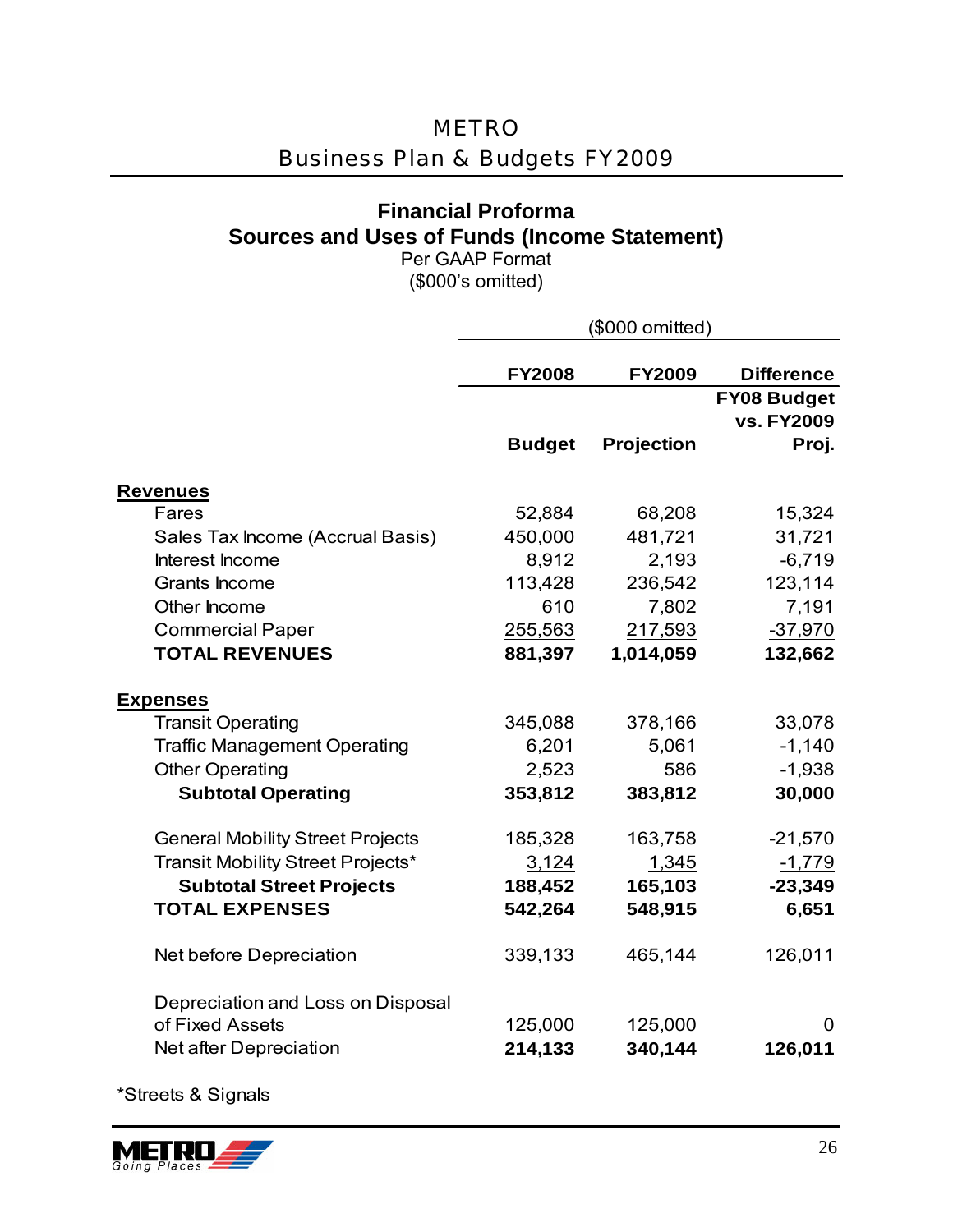## Financial Proforma
## Sources and Uses of Funds (Income Statement)

Per GAAP Format
($000's omitted)

| | FY2008 Budget | FY2009 Projection | Difference FY08 Budget vs. FY2009 Proj. |
|---|---|---|---|
| **Revenues** | | | |
| Fares | 52,884 | 68,208 | 15,324 |
| Sales Tax Income (Accrual Basis) | 450,000 | 481,721 | 31,721 |
| Interest Income | 8,912 | 2,193 | -6,719 |
| Grants Income | 113,428 | 236,542 | 123,114 |
| Other Income | 610 | 7,802 | 7,191 |
| Commercial Paper | 255,563 | 217,593 | -37,970 |
| **TOTAL REVENUES** | **881,397** | **1,014,059** | **132,662** |
| **Expenses** | | | |
| Transit Operating | 345,088 | 378,166 | 33,078 |
| Traffic Management Operating | 6,201 | 5,061 | -1,140 |
| Other Operating | 2,523 | 586 | -1,938 |
| **Subtotal Operating** | **353,812** | **383,812** | **30,000** |
| General Mobility Street Projects | 185,328 | 163,758 | -21,570 |
| Transit Mobility Street Projects* | 3,124 | 1,345 | -1,779 |
| **Subtotal Street Projects** | **188,452** | **165,103** | **-23,349** |
| **TOTAL EXPENSES** | **542,264** | **548,915** | **6,651** |
| Net before Depreciation | 339,133 | 465,144 | 126,011 |
| Depreciation and Loss on Disposal of Fixed Assets | 125,000 | 125,000 | 0 |
| Net after Depreciation | **214,133** | **340,144** | **126,011** |

*Streets & Signals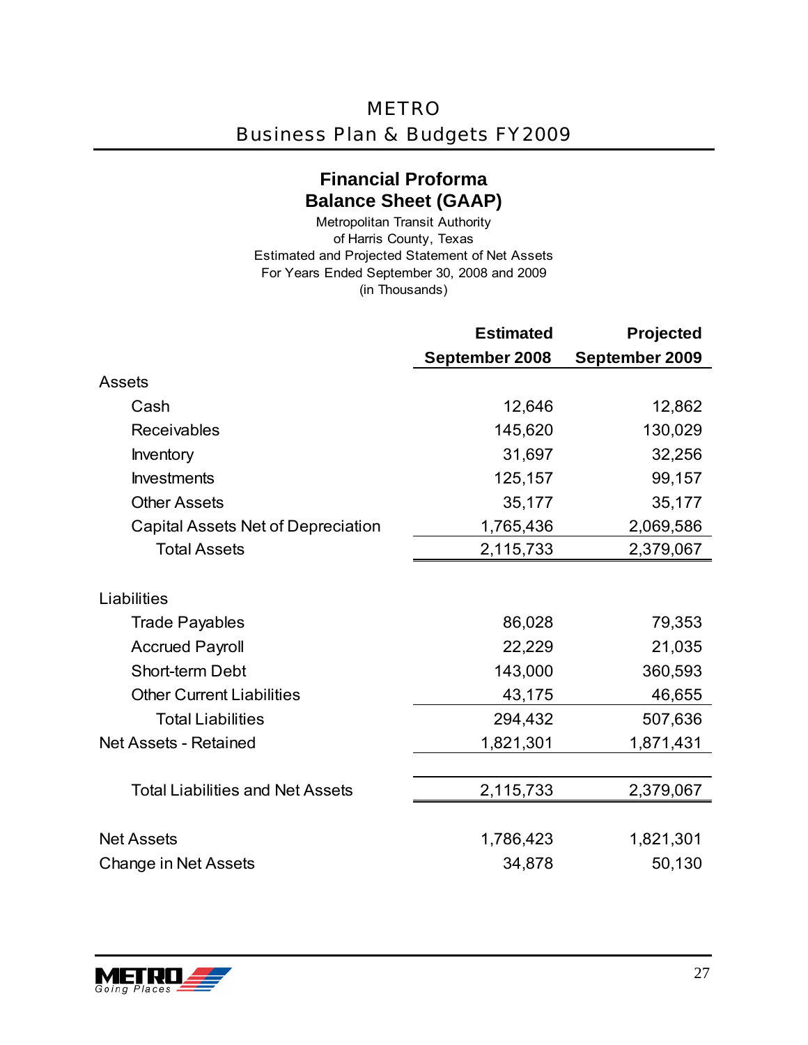## Financial Proforma
## Balance Sheet (GAAP)

Metropolitan Transit Authority
of Harris County, Texas
Estimated and Projected Statement of Net Assets
For Years Ended September 30, 2008 and 2009
(in Thousands)

| | Estimated September 2008 | Projected September 2009 |
|---|---|---|
| Assets | | |
| Cash | 12,646 | 12,862 |
| Receivables | 145,620 | 130,029 |
| Inventory | 31,697 | 32,256 |
| Investments | 125,157 | 99,157 |
| Other Assets | 35,177 | 35,177 |
| Capital Assets Net of Depreciation | 1,765,436 | 2,069,586 |
| Total Assets | 2,115,733 | 2,379,067 |
| | | |
| Liabilities | | |
| Trade Payables | 86,028 | 79,353 |
| Accrued Payroll | 22,229 | 21,035 |
| Short-term Debt | 143,000 | 360,593 |
| Other Current Liabilities | 43,175 | 46,655 |
| Total Liabilities | 294,432 | 507,636 |
| Net Assets - Retained | 1,821,301 | 1,871,431 |
| | | |
| Total Liabilities and Net Assets | 2,115,733 | 2,379,067 |
| | | |
| Net Assets | 1,786,423 | 1,821,301 |
| Change in Net Assets | 34,878 | 50,130 |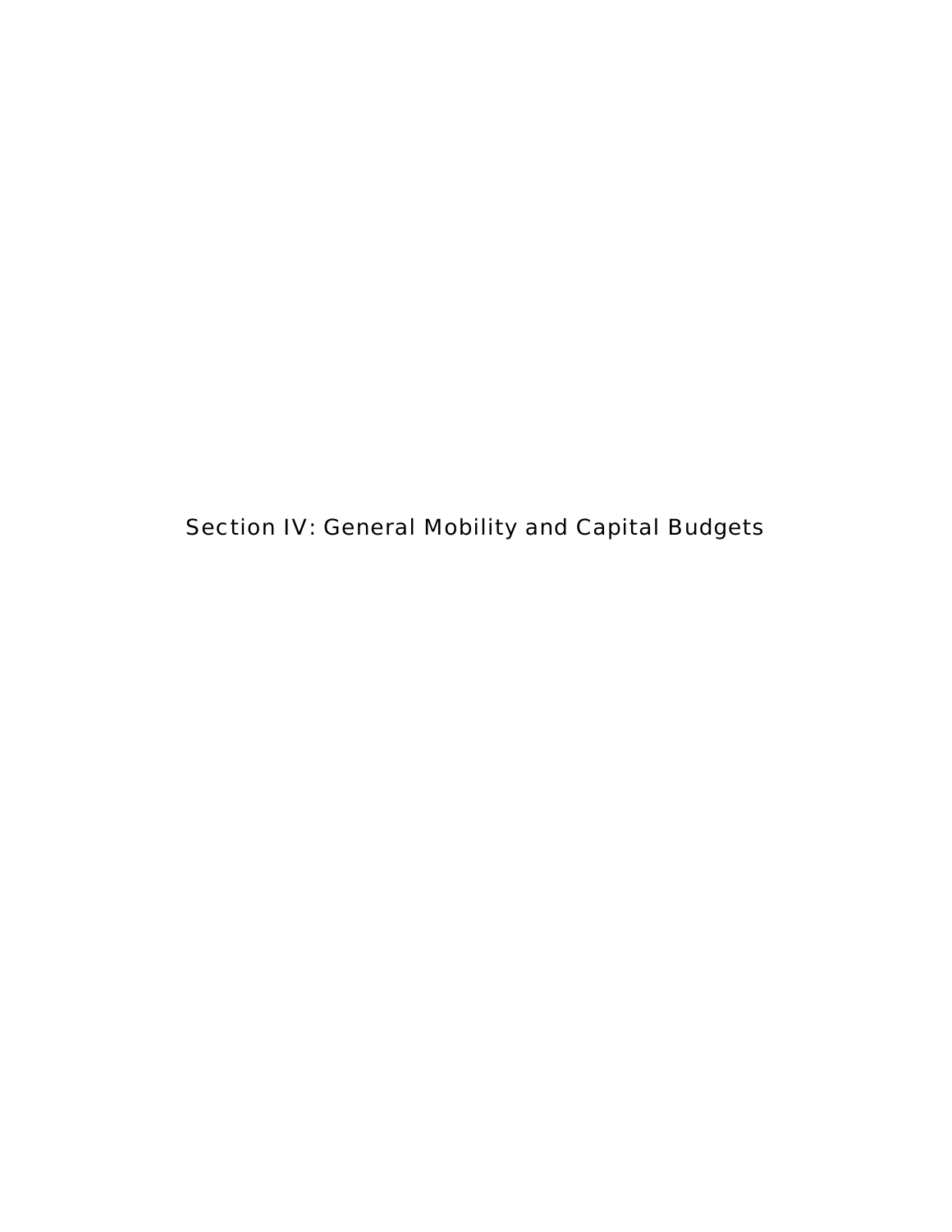# Section IV: General Mobility and Capital Budgets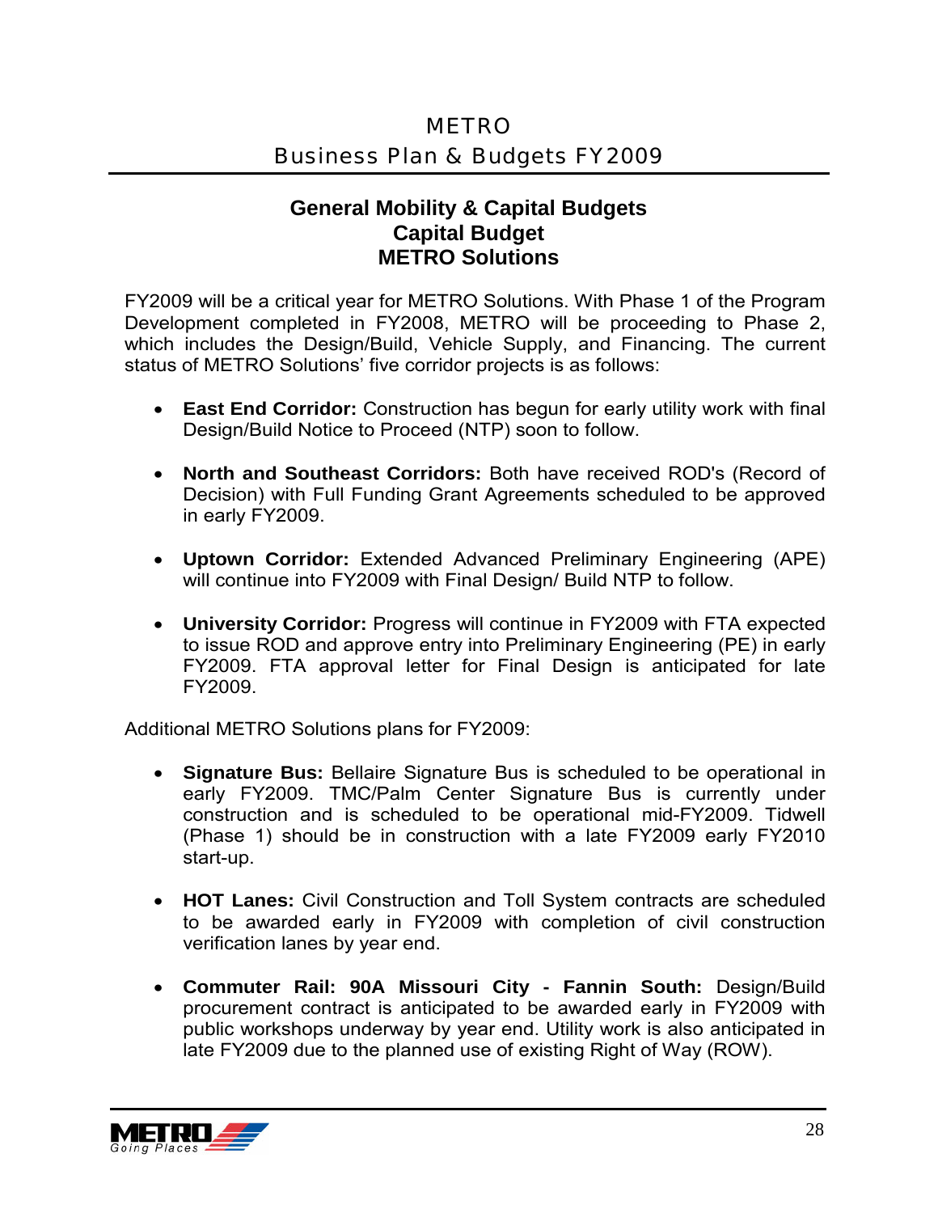## General Mobility & Capital Budgets
## Capital Budget
## METRO Solutions

FY2009 will be a critical year for METRO Solutions. With Phase 1 of the Program Development completed in FY2008, METRO will be proceeding to Phase 2, which includes the Design/Build, Vehicle Supply, and Financing. The current status of METRO Solutions' five corridor projects is as follows:

- **East End Corridor:** Construction has begun for early utility work with final Design/Build Notice to Proceed (NTP) soon to follow.
- **North and Southeast Corridors:** Both have received ROD's (Record of Decision) with Full Funding Grant Agreements scheduled to be approved in early FY2009.
- **Uptown Corridor:** Extended Advanced Preliminary Engineering (APE) will continue into FY2009 with Final Design/ Build NTP to follow.
- **University Corridor:** Progress will continue in FY2009 with FTA expected to issue ROD and approve entry into Preliminary Engineering (PE) in early FY2009. FTA approval letter for Final Design is anticipated for late FY2009.

Additional METRO Solutions plans for FY2009:

- **Signature Bus:** Bellaire Signature Bus is scheduled to be operational in early FY2009. TMC/Palm Center Signature Bus is currently under construction and is scheduled to be operational mid-FY2009. Tidwell (Phase 1) should be in construction with a late FY2009 early FY2010 start-up.
- **HOT Lanes:** Civil Construction and Toll System contracts are scheduled to be awarded early in FY2009 with completion of civil construction verification lanes by year end.
- **Commuter Rail: 90A Missouri City - Fannin South:** Design/Build procurement contract is anticipated to be awarded early in FY2009 with public workshops underway by year end. Utility work is also anticipated in late FY2009 due to the planned use of existing Right of Way (ROW).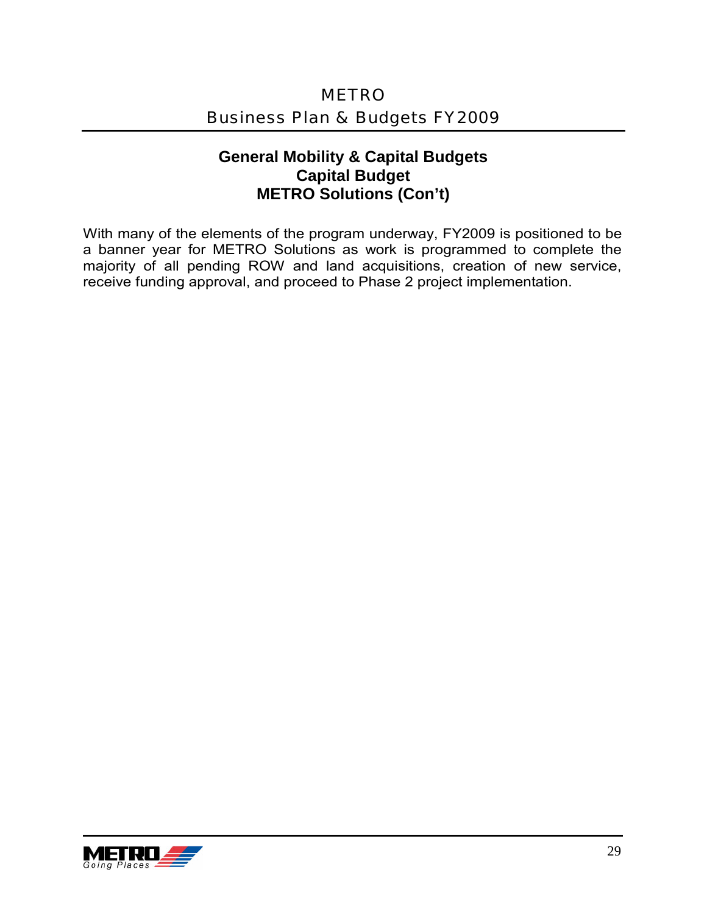## General Mobility & Capital Budgets
### Capital Budget
### METRO Solutions (Con't)

With many of the elements of the program underway, FY2009 is positioned to be a banner year for METRO Solutions as work is programmed to complete the majority of all pending ROW and land acquisitions, creation of new service, receive funding approval, and proceed to Phase 2 project implementation.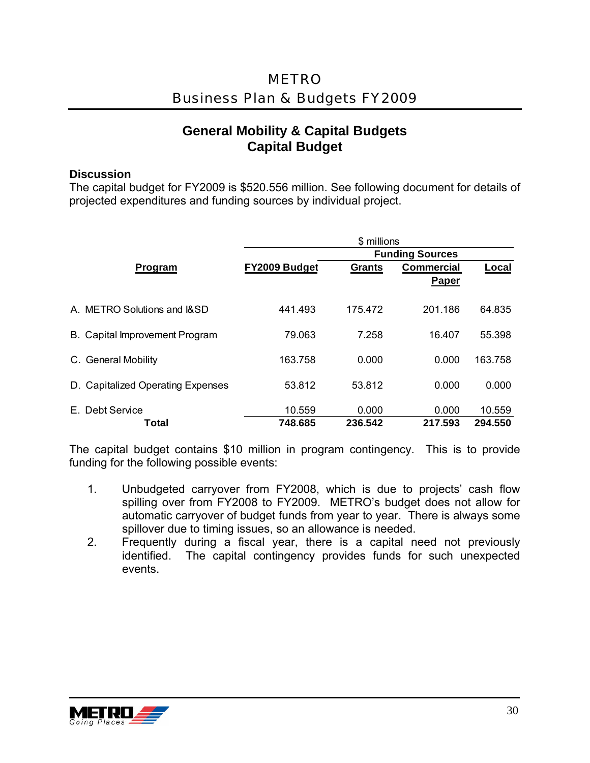## General Mobility & Capital Budgets
## Capital Budget

**Discussion**
The capital budget for FY2009 is $520.556 million. See following document for details of projected expenditures and funding sources by individual project.

| | $ millions | | | |
|---|---|---|---|---|
| | | Funding Sources | | |
| **Program** | **FY2009 Budget** | **Grants** | **Commercial Paper** | **Local** |
| A. METRO Solutions and I&SD | 441.493 | 175.472 | 201.186 | 64.835 |
| B. Capital Improvement Program | 79.063 | 7.258 | 16.407 | 55.398 |
| C. General Mobility | 163.758 | 0.000 | 0.000 | 163.758 |
| D. Capitalized Operating Expenses | 53.812 | 53.812 | 0.000 | 0.000 |
| E. Debt Service | 10.559 | 0.000 | 0.000 | 10.559 |
| **Total** | **748.685** | **236.542** | **217.593** | **294.550** |

The capital budget contains $10 million in program contingency. This is to provide funding for the following possible events:

1. Unbudgeted carryover from FY2008, which is due to projects' cash flow spilling over from FY2008 to FY2009. METRO's budget does not allow for automatic carryover of budget funds from year to year. There is always some spillover due to timing issues, so an allowance is needed.
2. Frequently during a fiscal year, there is a capital need not previously identified. The capital contingency provides funds for such unexpected events.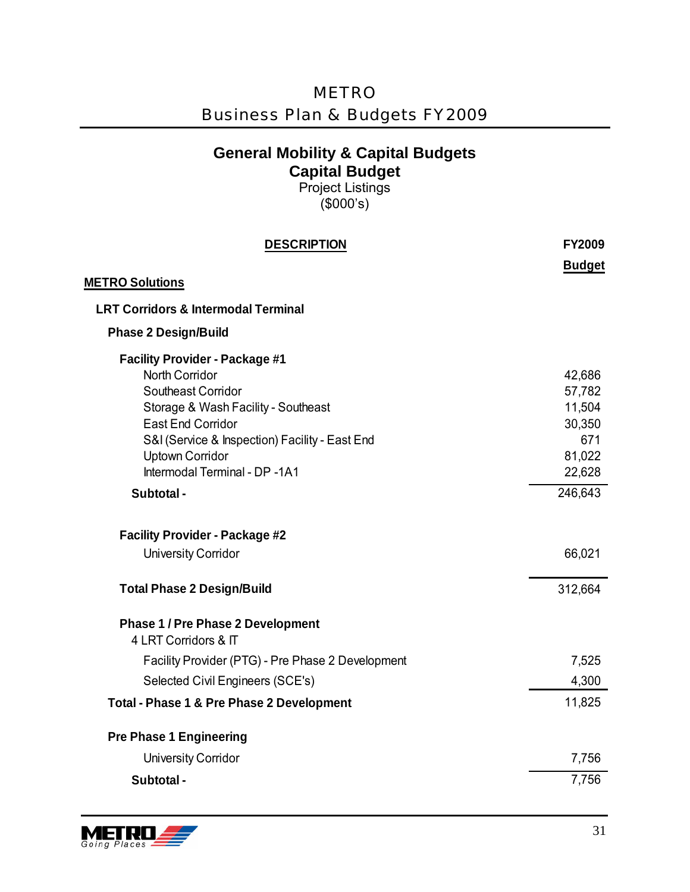## General Mobility & Capital Budgets
## Capital Budget
Project Listings
($000's)

| DESCRIPTION | FY2009 Budget |
|---|---|
| **METRO Solutions** | |
| **LRT Corridors & Intermodal Terminal** | |
| **Phase 2 Design/Build** | |
| **Facility Provider - Package #1** | |
| North Corridor | 42,686 |
| Southeast Corridor | 57,782 |
| Storage & Wash Facility - Southeast | 11,504 |
| East End Corridor | 30,350 |
| S&I (Service & Inspection) Facility - East End | 671 |
| Uptown Corridor | 81,022 |
| Intermodal Terminal - DP -1A1 | 22,628 |
| **Subtotal -** | 246,643 |
| **Facility Provider - Package #2** | |
| University Corridor | 66,021 |
| **Total Phase 2 Design/Build** | 312,664 |
| **Phase 1 / Pre Phase 2 Development** | |
| 4 LRT Corridors & IT | |
| Facility Provider (PTG) - Pre Phase 2 Development | 7,525 |
| Selected Civil Engineers (SCE's) | 4,300 |
| **Total - Phase 1 & Pre Phase 2 Development** | 11,825 |
| **Pre Phase 1 Engineering** | |
| University Corridor | 7,756 |
| **Subtotal -** | 7,756 |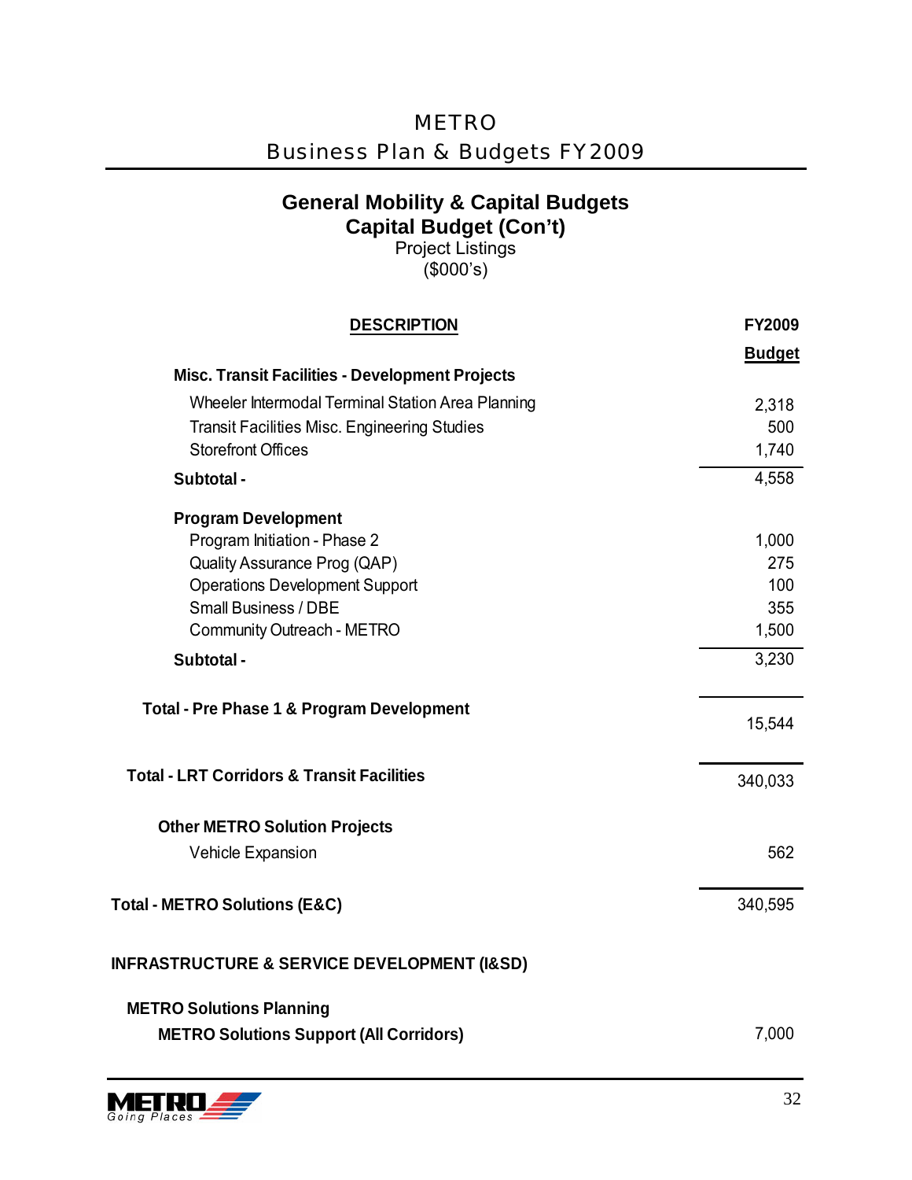## General Mobility & Capital Budgets
## Capital Budget (Con't)

Project Listings
($000's)

| DESCRIPTION | FY2009 Budget |
|---|---|
| **Misc. Transit Facilities - Development Projects** | |
| Wheeler Intermodal Terminal Station Area Planning | 2,318 |
| Transit Facilities Misc. Engineering Studies | 500 |
| Storefront Offices | 1,740 |
| **Subtotal -** | 4,558 |
| **Program Development** | |
| Program Initiation - Phase 2 | 1,000 |
| Quality Assurance Prog (QAP) | 275 |
| Operations Development Support | 100 |
| Small Business / DBE | 355 |
| Community Outreach - METRO | 1,500 |
| **Subtotal -** | 3,230 |
| **Total - Pre Phase 1 & Program Development** | 15,544 |
| **Total - LRT Corridors & Transit Facilities** | 340,033 |
| **Other METRO Solution Projects** | |
| Vehicle Expansion | 562 |
| **Total - METRO Solutions (E&C)** | 340,595 |
| **INFRASTRUCTURE & SERVICE DEVELOPMENT (I&SD)** | |
| **METRO Solutions Planning** | |
| **METRO Solutions Support (All Corridors)** | 7,000 |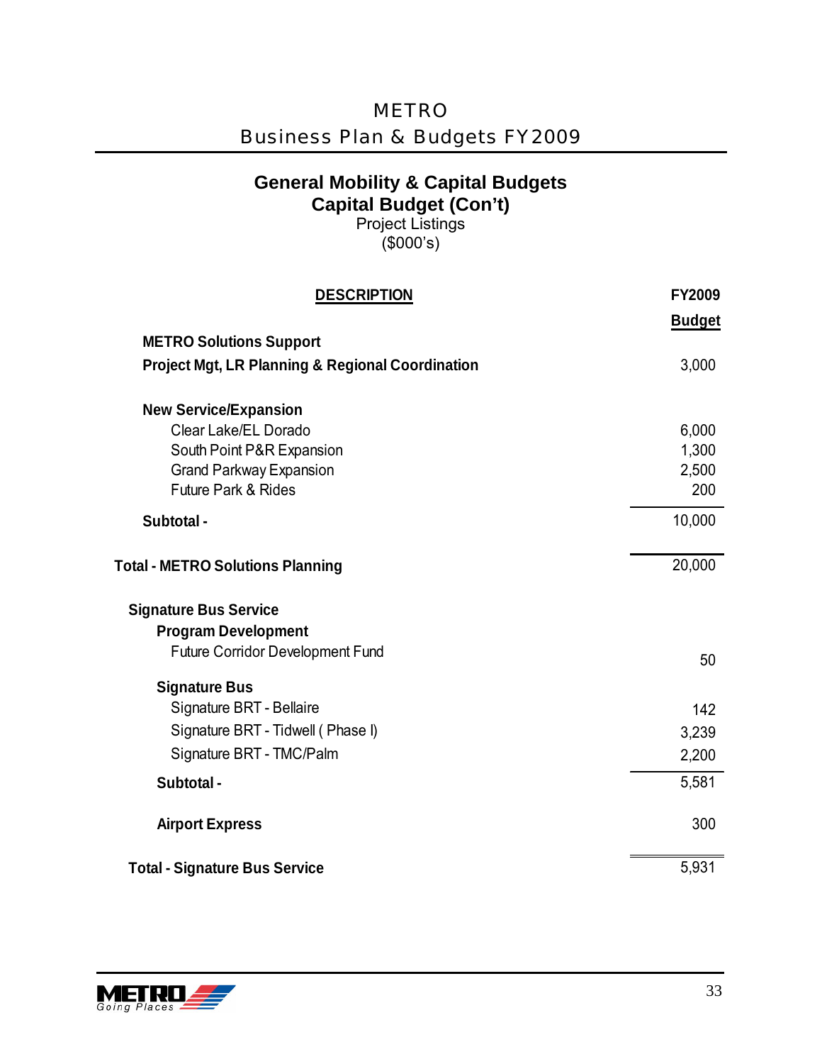## General Mobility & Capital Budgets

## Capital Budget (Con't)

Project Listings

($000's)

| DESCRIPTION | FY2009 Budget |
|---|---|
| **METRO Solutions Support** | |
| **Project Mgt, LR Planning & Regional Coordination** | 3,000 |
| | |
| **New Service/Expansion** | |
| Clear Lake/EL Dorado | 6,000 |
| South Point P&R Expansion | 1,300 |
| Grand Parkway Expansion | 2,500 |
| Future Park & Rides | 200 |
| **Subtotal -** | 10,000 |
| | |
| **Total - METRO Solutions Planning** | 20,000 |
| | |
| **Signature Bus Service** | |
| **Program Development** | |
| Future Corridor Development Fund | 50 |
| **Signature Bus** | |
| Signature BRT - Bellaire | 142 |
| Signature BRT - Tidwell ( Phase I) | 3,239 |
| Signature BRT - TMC/Palm | 2,200 |
| **Subtotal -** | 5,581 |
| | |
| **Airport Express** | 300 |
| | |
| **Total - Signature Bus Service** | 5,931 |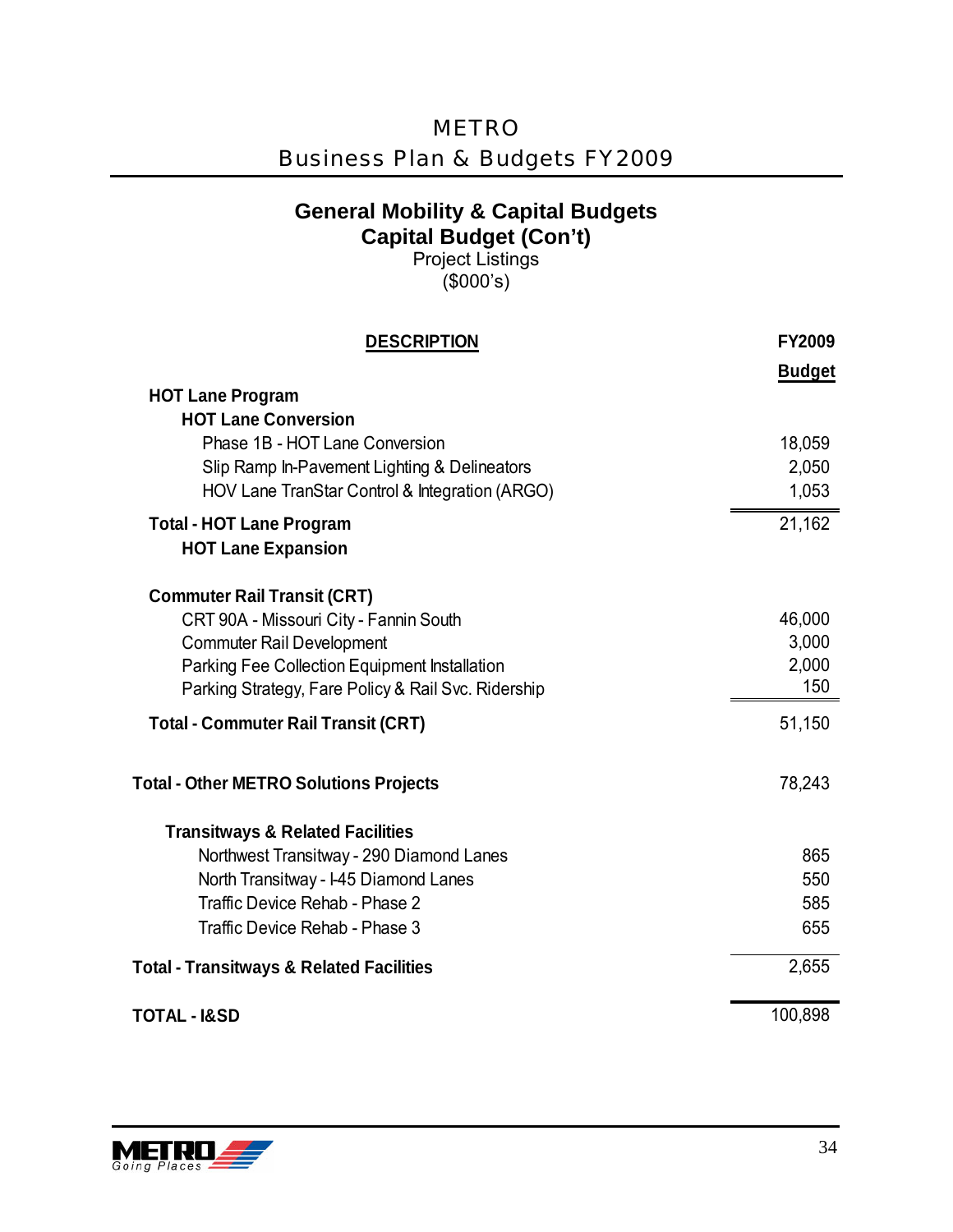## General Mobility & Capital Budgets
### Capital Budget (Con't)
Project Listings
($000's)

| DESCRIPTION | FY2009 Budget |
|---|---|
| **HOT Lane Program** | |
| **HOT Lane Conversion** | |
| Phase 1B - HOT Lane Conversion | 18,059 |
| Slip Ramp In-Pavement Lighting & Delineators | 2,050 |
| HOV Lane TranStar Control & Integration (ARGO) | 1,053 |
| **Total - HOT Lane Program** | 21,162 |
| **HOT Lane Expansion** | |
| **Commuter Rail Transit (CRT)** | |
| CRT 90A - Missouri City - Fannin South | 46,000 |
| Commuter Rail Development | 3,000 |
| Parking Fee Collection Equipment Installation | 2,000 |
| Parking Strategy, Fare Policy & Rail Svc. Ridership | 150 |
| **Total - Commuter Rail Transit (CRT)** | 51,150 |
| **Total - Other METRO Solutions Projects** | 78,243 |
| **Transitways & Related Facilities** | |
| Northwest Transitway - 290 Diamond Lanes | 865 |
| North Transitway - I-45 Diamond Lanes | 550 |
| Traffic Device Rehab - Phase 2 | 585 |
| Traffic Device Rehab - Phase 3 | 655 |
| **Total - Transitways & Related Facilities** | 2,655 |
| **TOTAL - I&SD** | 100,898 |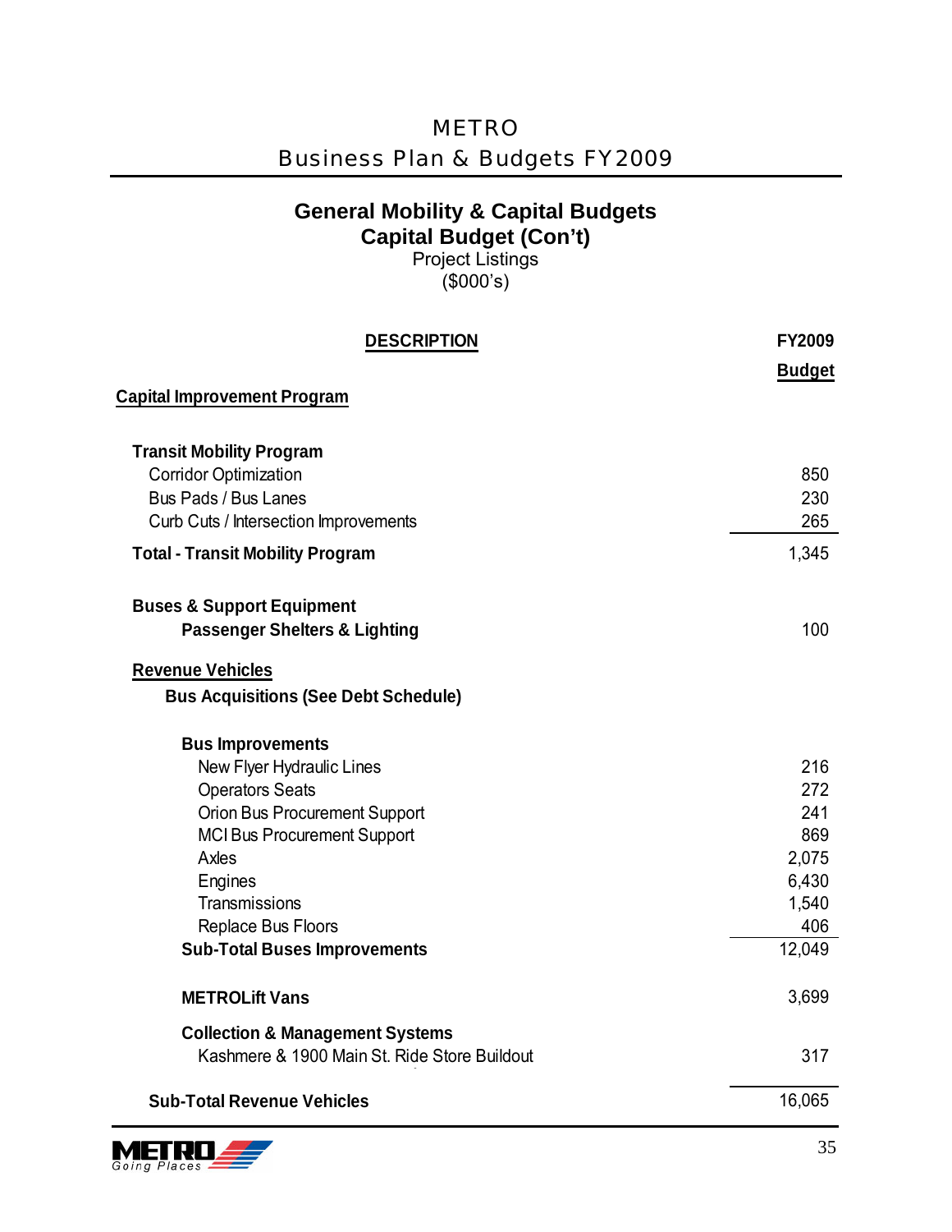# METRO
## Business Plan & Budgets FY2009

### General Mobility & Capital Budgets
### Capital Budget (Con't)
Project Listings
($000's)

| DESCRIPTION | FY2009 Budget |
|---|---|
| **Capital Improvement Program** | |
| | |
| **Transit Mobility Program** | |
| Corridor Optimization | 850 |
| Bus Pads / Bus Lanes | 230 |
| Curb Cuts / Intersection Improvements | 265 |
| **Total - Transit Mobility Program** | 1,345 |
| | |
| **Buses & Support Equipment** | |
| **Passenger Shelters & Lighting** | 100 |
| | |
| **Revenue Vehicles** | |
| **Bus Acquisitions (See Debt Schedule)** | |
| | |
| **Bus Improvements** | |
| New Flyer Hydraulic Lines | 216 |
| Operators Seats | 272 |
| Orion Bus Procurement Support | 241 |
| MCI Bus Procurement Support | 869 |
| Axles | 2,075 |
| Engines | 6,430 |
| Transmissions | 1,540 |
| Replace Bus Floors | 406 |
| **Sub-Total Buses Improvements** | 12,049 |
| | |
| **METROLift Vans** | 3,699 |
| | |
| **Collection & Management Systems** | |
| Kashmere & 1900 Main St. Ride Store Buildout | 317 |
| | |
| **Sub-Total Revenue Vehicles** | 16,065 |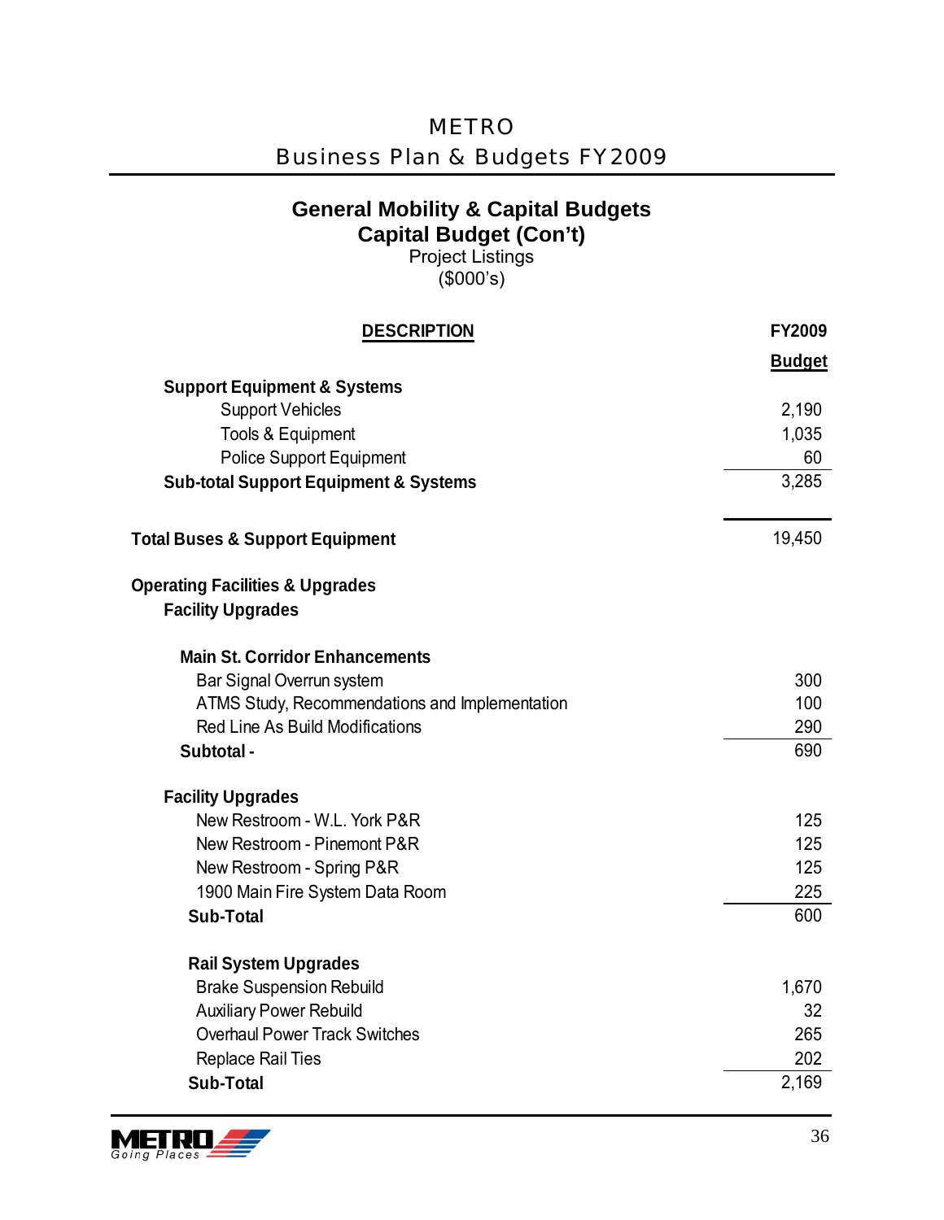## General Mobility & Capital Budgets
## Capital Budget (Con't)
Project Listings
($000's)

| DESCRIPTION | FY2009 Budget |
|---|---|
| **Support Equipment & Systems** | |
| Support Vehicles | 2,190 |
| Tools & Equipment | 1,035 |
| Police Support Equipment | 60 |
| **Sub-total Support Equipment & Systems** | 3,285 |
| | |
| **Total Buses & Support Equipment** | 19,450 |
| | |
| **Operating Facilities & Upgrades** | |
| **Facility Upgrades** | |
| | |
| **Main St. Corridor Enhancements** | |
| Bar Signal Overrun system | 300 |
| ATMS Study, Recommendations and Implementation | 100 |
| Red Line As Build Modifications | 290 |
| **Subtotal -** | 690 |
| | |
| **Facility Upgrades** | |
| New Restroom - W.L. York P&R | 125 |
| New Restroom - Pinemont P&R | 125 |
| New Restroom - Spring P&R | 125 |
| 1900 Main Fire System Data Room | 225 |
| **Sub-Total** | 600 |
| | |
| **Rail System Upgrades** | |
| Brake Suspension Rebuild | 1,670 |
| Auxiliary Power Rebuild | 32 |
| Overhaul Power Track Switches | 265 |
| Replace Rail Ties | 202 |
| **Sub-Total** | 2,169 |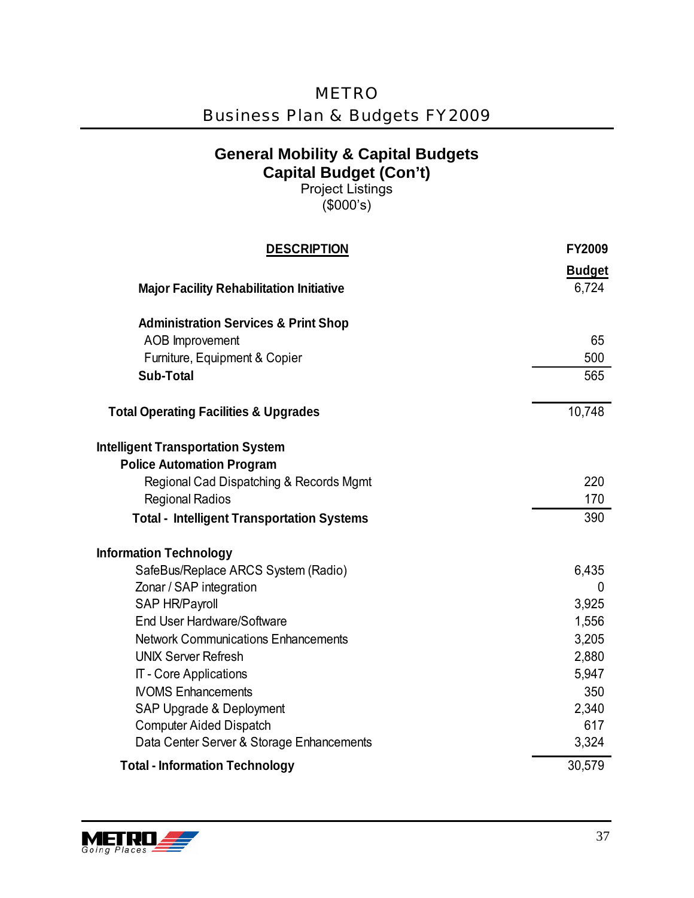## General Mobility & Capital Budgets
## Capital Budget (Con't)

Project Listings
($000's)

| DESCRIPTION | FY2009 Budget |
|---|---|
| **Major Facility Rehabilitation Initiative** | 6,724 |
| | |
| **Administration Services & Print Shop** | |
| AOB Improvement | 65 |
| Furniture, Equipment & Copier | 500 |
| **Sub-Total** | 565 |
| | |
| **Total Operating Facilities & Upgrades** | 10,748 |
| | |
| **Intelligent Transportation System** | |
| **Police Automation Program** | |
| Regional Cad Dispatching & Records Mgmt | 220 |
| Regional Radios | 170 |
| **Total - Intelligent Transportation Systems** | 390 |
| | |
| **Information Technology** | |
| SafeBus/Replace ARCS System (Radio) | 6,435 |
| Zonar / SAP integration | 0 |
| SAP HR/Payroll | 3,925 |
| End User Hardware/Software | 1,556 |
| Network Communications Enhancements | 3,205 |
| UNIX Server Refresh | 2,880 |
| IT - Core Applications | 5,947 |
| IVOMS Enhancements | 350 |
| SAP Upgrade & Deployment | 2,340 |
| Computer Aided Dispatch | 617 |
| Data Center Server & Storage Enhancements | 3,324 |
| **Total - Information Technology** | 30,579 |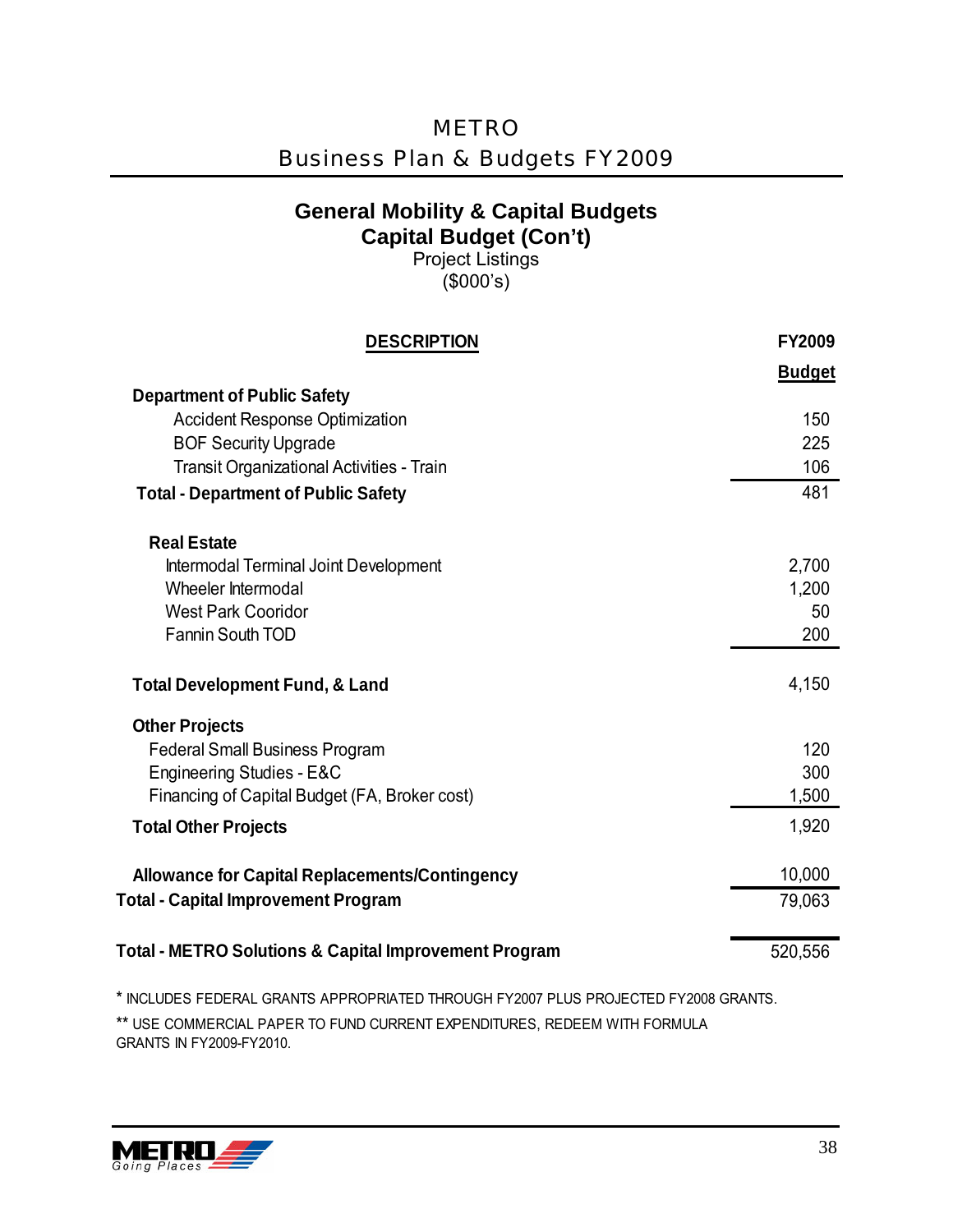## General Mobility & Capital Budgets

### Capital Budget (Con't)

Project Listings

($000's)

| DESCRIPTION | FY2009 Budget |
|---|---|
| **Department of Public Safety** | |
| Accident Response Optimization | 150 |
| BOF Security Upgrade | 225 |
| Transit Organizational Activities - Train | 106 |
| **Total - Department of Public Safety** | 481 |
| **Real Estate** | |
| Intermodal Terminal Joint Development | 2,700 |
| Wheeler Intermodal | 1,200 |
| West Park Cooridor | 50 |
| Fannin South TOD | 200 |
| **Total Development Fund, & Land** | 4,150 |
| **Other Projects** | |
| Federal Small Business Program | 120 |
| Engineering Studies - E&C | 300 |
| Financing of Capital Budget (FA, Broker cost) | 1,500 |
| **Total Other Projects** | 1,920 |
| **Allowance for Capital Replacements/Contingency** | 10,000 |
| **Total - Capital Improvement Program** | 79,063 |
| **Total - METRO Solutions & Capital Improvement Program** | 520,556 |

* INCLUDES FEDERAL GRANTS APPROPRIATED THROUGH FY2007 PLUS PROJECTED FY2008 GRANTS.

** USE COMMERCIAL PAPER TO FUND CURRENT EXPENDITURES, REDEEM WITH FORMULA GRANTS IN FY2009-FY2010.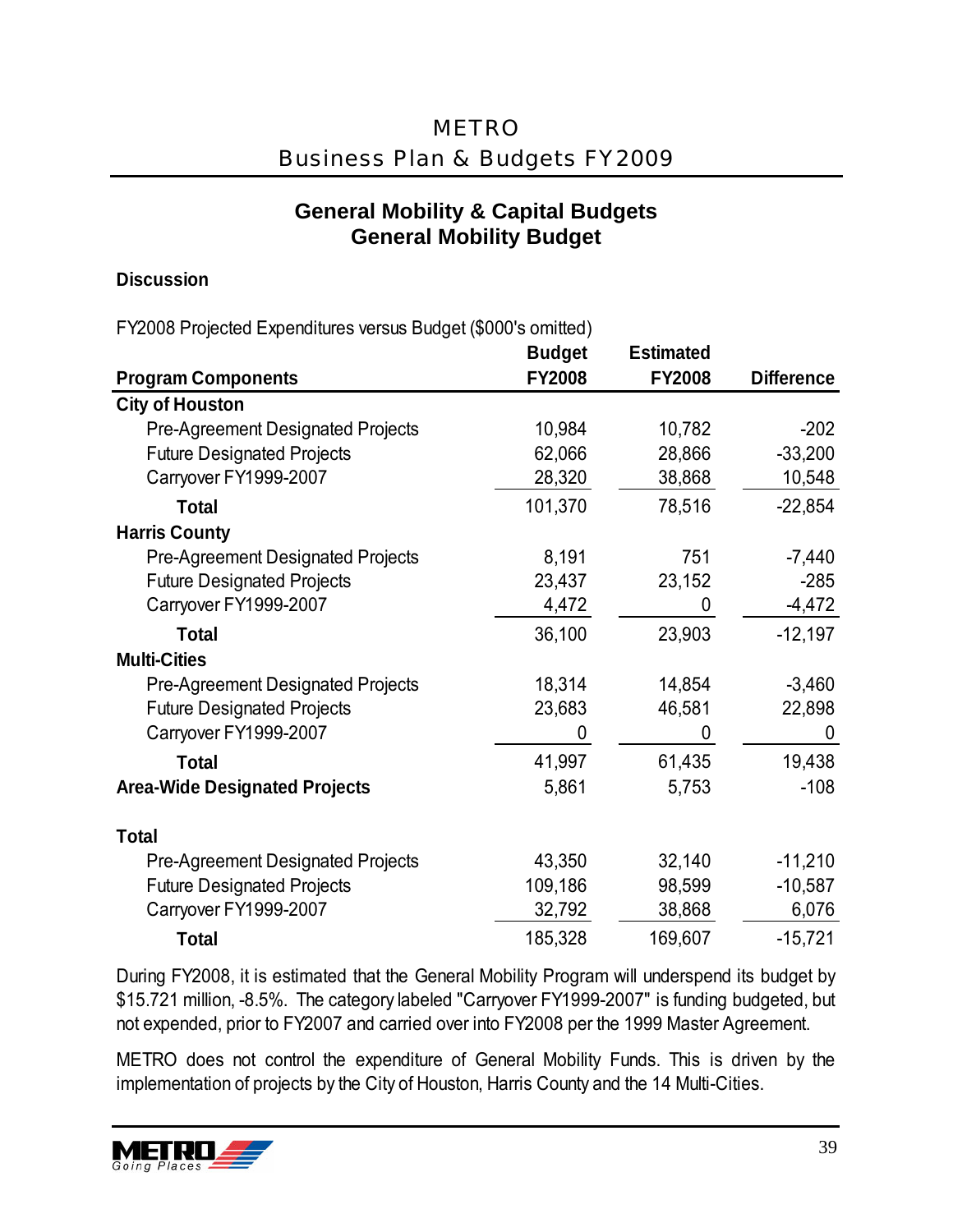## General Mobility & Capital Budgets
## General Mobility Budget

**Discussion**

FY2008 Projected Expenditures versus Budget ($000's omitted)

| Program Components | Budget FY2008 | Estimated FY2008 | Difference |
|---|---|---|---|
| **City of Houston** | | | |
| Pre-Agreement Designated Projects | 10,984 | 10,782 | -202 |
| Future Designated Projects | 62,066 | 28,866 | -33,200 |
| Carryover FY1999-2007 | 28,320 | 38,868 | 10,548 |
| **Total** | 101,370 | 78,516 | -22,854 |
| **Harris County** | | | |
| Pre-Agreement Designated Projects | 8,191 | 751 | -7,440 |
| Future Designated Projects | 23,437 | 23,152 | -285 |
| Carryover FY1999-2007 | 4,472 | 0 | -4,472 |
| **Total** | 36,100 | 23,903 | -12,197 |
| **Multi-Cities** | | | |
| Pre-Agreement Designated Projects | 18,314 | 14,854 | -3,460 |
| Future Designated Projects | 23,683 | 46,581 | 22,898 |
| Carryover FY1999-2007 | 0 | 0 | 0 |
| **Total** | 41,997 | 61,435 | 19,438 |
| **Area-Wide Designated Projects** | 5,861 | 5,753 | -108 |
| **Total** | | | |
| Pre-Agreement Designated Projects | 43,350 | 32,140 | -11,210 |
| Future Designated Projects | 109,186 | 98,599 | -10,587 |
| Carryover FY1999-2007 | 32,792 | 38,868 | 6,076 |
| **Total** | 185,328 | 169,607 | -15,721 |

During FY2008, it is estimated that the General Mobility Program will underspend its budget by $15.721 million, -8.5%. The category labeled "Carryover FY1999-2007" is funding budgeted, but not expended, prior to FY2007 and carried over into FY2008 per the 1999 Master Agreement.

METRO does not control the expenditure of General Mobility Funds. This is driven by the implementation of projects by the City of Houston, Harris County and the 14 Multi-Cities.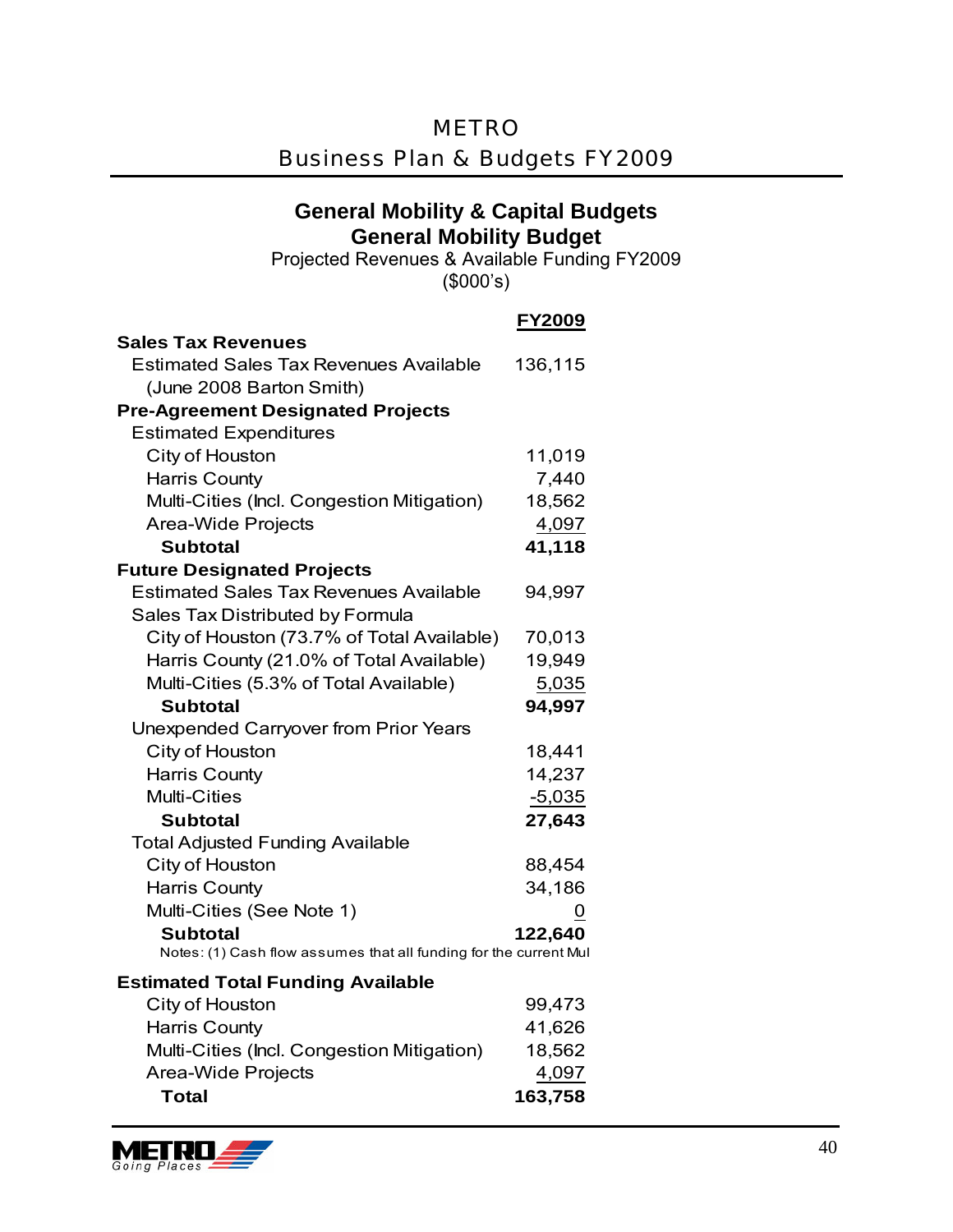## General Mobility & Capital Budgets
## General Mobility Budget

Projected Revenues & Available Funding FY2009
($000's)

| | **FY2009** |
|---|---|
| **Sales Tax Revenues** | |
| Estimated Sales Tax Revenues Available (June 2008 Barton Smith) | 136,115 |
| **Pre-Agreement Designated Projects** | |
| Estimated Expenditures | |
| City of Houston | 11,019 |
| Harris County | 7,440 |
| Multi-Cities (Incl. Congestion Mitigation) | 18,562 |
| Area-Wide Projects | 4,097 |
| **Subtotal** | **41,118** |
| **Future Designated Projects** | |
| Estimated Sales Tax Revenues Available | 94,997 |
| Sales Tax Distributed by Formula | |
| City of Houston (73.7% of Total Available) | 70,013 |
| Harris County (21.0% of Total Available) | 19,949 |
| Multi-Cities (5.3% of Total Available) | 5,035 |
| **Subtotal** | **94,997** |
| Unexpended Carryover from Prior Years | |
| City of Houston | 18,441 |
| Harris County | 14,237 |
| Multi-Cities | -5,035 |
| **Subtotal** | **27,643** |
| Total Adjusted Funding Available | |
| City of Houston | 88,454 |
| Harris County | 34,186 |
| Multi-Cities (See Note 1) | 0 |
| **Subtotal** | **122,640** |
| **Estimated Total Funding Available** | |
| City of Houston | 99,473 |
| Harris County | 41,626 |
| Multi-Cities (Incl. Congestion Mitigation) | 18,562 |
| Area-Wide Projects | 4,097 |
| **Total** | **163,758** |

Notes: (1) Cash flow assumes that all funding for the current Mul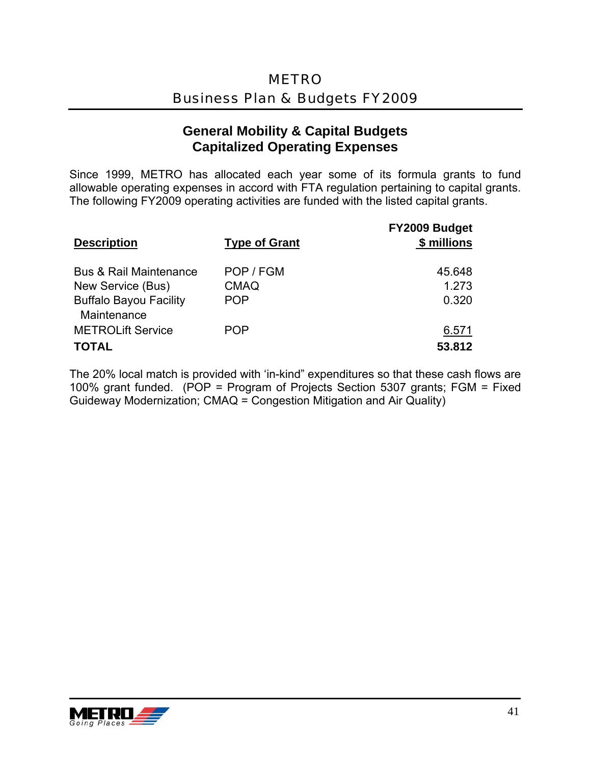## General Mobility & Capital Budgets
## Capitalized Operating Expenses

Since 1999, METRO has allocated each year some of its formula grants to fund allowable operating expenses in accord with FTA regulation pertaining to capital grants. The following FY2009 operating activities are funded with the listed capital grants.

| Description | Type of Grant | FY2009 Budget $ millions |
|---|---|---|
| Bus & Rail Maintenance | POP / FGM | 45.648 |
| New Service (Bus) | CMAQ | 1.273 |
| Buffalo Bayou Facility Maintenance | POP | 0.320 |
| METROLift Service | POP | 6.571 |
| **TOTAL** | | **53.812** |

The 20% local match is provided with 'in-kind" expenditures so that these cash flows are 100% grant funded. (POP = Program of Projects Section 5307 grants; FGM = Fixed Guideway Modernization; CMAQ = Congestion Mitigation and Air Quality)